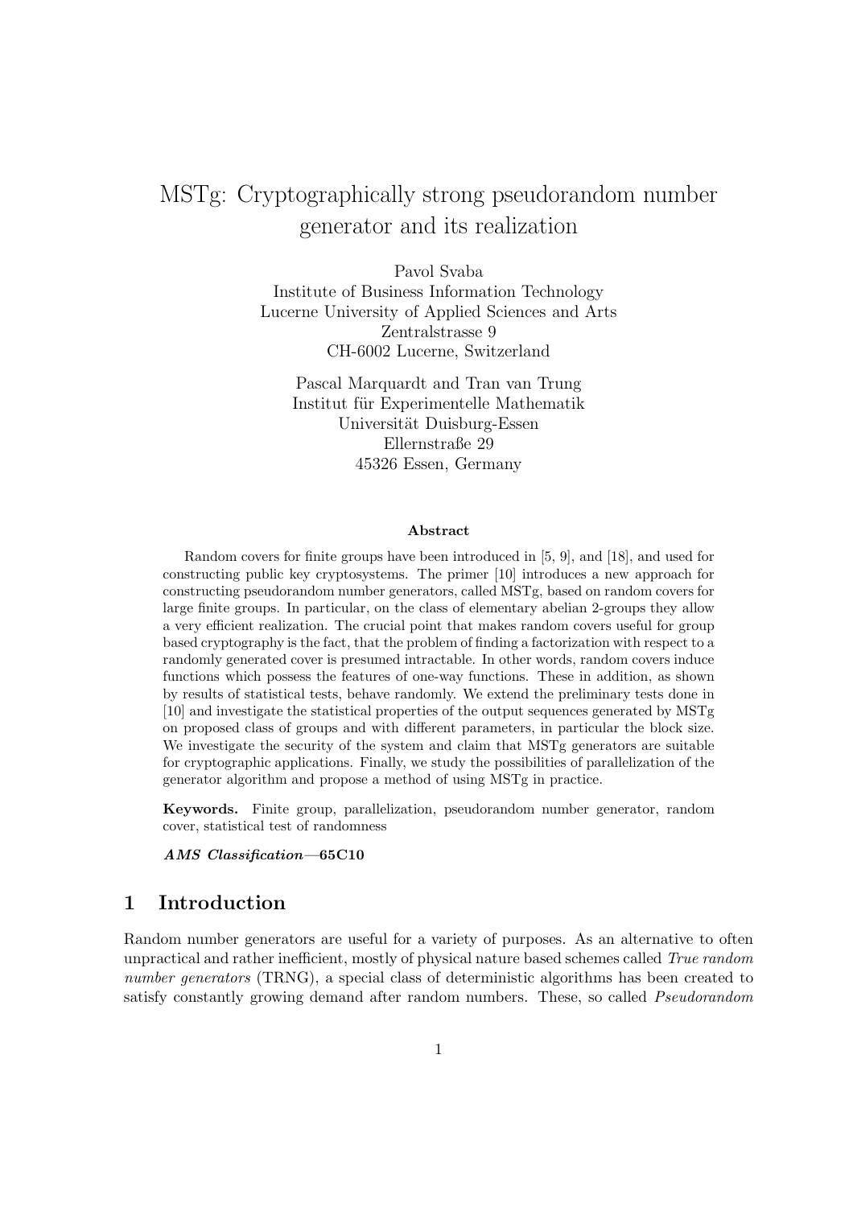# MSTg: Cryptographically strong pseudorandom number generator and its realization

Pavol Svaba
Institute of Business Information Technology
Lucerne University of Applied Sciences and Arts
Zentralstrasse 9
CH-6002 Lucerne, Switzerland

Pascal Marquardt and Tran van Trung
Institut für Experimentelle Mathematik
Universität Duisburg-Essen
Ellernstraße 29
45326 Essen, Germany

### Abstract

Random covers for finite groups have been introduced in [5, 9], and [18], and used for constructing public key cryptosystems. The primer [10] introduces a new approach for constructing pseudorandom number generators, called MSTg, based on random covers for large finite groups. In particular, on the class of elementary abelian 2-groups they allow a very efficient realization. The crucial point that makes random covers useful for group based cryptography is the fact, that the problem of finding a factorization with respect to a randomly generated cover is presumed intractable. In other words, random covers induce functions which possess the features of one-way functions. These in addition, as shown by results of statistical tests, behave randomly. We extend the preliminary tests done in [10] and investigate the statistical properties of the output sequences generated by MSTg on proposed class of groups and with different parameters, in particular the block size. We investigate the security of the system and claim that MSTg generators are suitable for cryptographic applications. Finally, we study the possibilities of parallelization of the generator algorithm and propose a method of using MSTg in practice.

**Keywords.** Finite group, parallelization, pseudorandom number generator, random cover, statistical test of randomness

***AMS Classification*—65C10**

## 1 Introduction

Random number generators are useful for a variety of purposes. As an alternative to often unpractical and rather inefficient, mostly of physical nature based schemes called *True random number generators* (TRNG), a special class of deterministic algorithms has been created to satisfy constantly growing demand after random numbers. These, so called *Pseudorandom*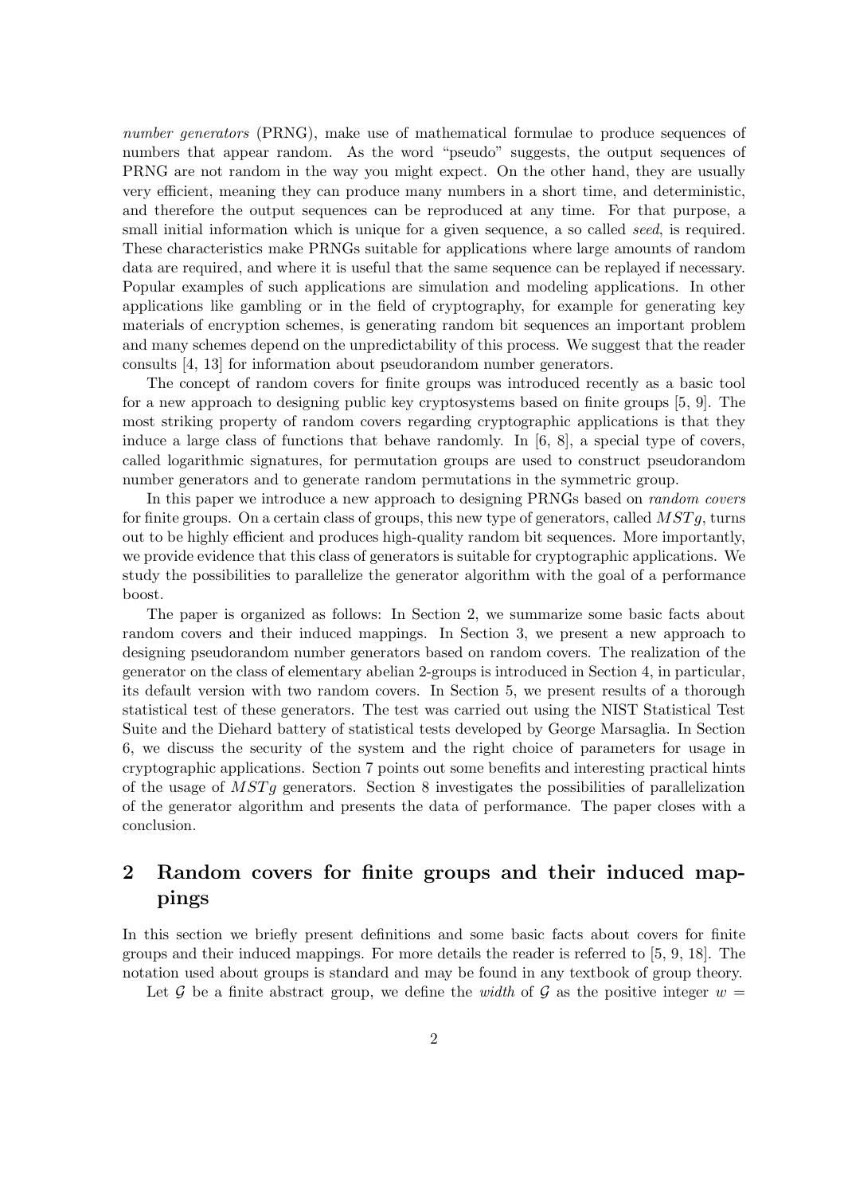*number generators* (PRNG), make use of mathematical formulae to produce sequences of numbers that appear random. As the word "pseudo" suggests, the output sequences of PRNG are not random in the way you might expect. On the other hand, they are usually very efficient, meaning they can produce many numbers in a short time, and deterministic, and therefore the output sequences can be reproduced at any time. For that purpose, a small initial information which is unique for a given sequence, a so called *seed*, is required. These characteristics make PRNGs suitable for applications where large amounts of random data are required, and where it is useful that the same sequence can be replayed if necessary. Popular examples of such applications are simulation and modeling applications. In other applications like gambling or in the field of cryptography, for example for generating key materials of encryption schemes, is generating random bit sequences an important problem and many schemes depend on the unpredictability of this process. We suggest that the reader consults [4, 13] for information about pseudorandom number generators.

The concept of random covers for finite groups was introduced recently as a basic tool for a new approach to designing public key cryptosystems based on finite groups [5, 9]. The most striking property of random covers regarding cryptographic applications is that they induce a large class of functions that behave randomly. In [6, 8], a special type of covers, called logarithmic signatures, for permutation groups are used to construct pseudorandom number generators and to generate random permutations in the symmetric group.

In this paper we introduce a new approach to designing PRNGs based on *random covers* for finite groups. On a certain class of groups, this new type of generators, called $MSTg$, turns out to be highly efficient and produces high-quality random bit sequences. More importantly, we provide evidence that this class of generators is suitable for cryptographic applications. We study the possibilities to parallelize the generator algorithm with the goal of a performance boost.

The paper is organized as follows: In Section 2, we summarize some basic facts about random covers and their induced mappings. In Section 3, we present a new approach to designing pseudorandom number generators based on random covers. The realization of the generator on the class of elementary abelian 2-groups is introduced in Section 4, in particular, its default version with two random covers. In Section 5, we present results of a thorough statistical test of these generators. The test was carried out using the NIST Statistical Test Suite and the Diehard battery of statistical tests developed by George Marsaglia. In Section 6, we discuss the security of the system and the right choice of parameters for usage in cryptographic applications. Section 7 points out some benefits and interesting practical hints of the usage of $MSTg$ generators. Section 8 investigates the possibilities of parallelization of the generator algorithm and presents the data of performance. The paper closes with a conclusion.

## 2 Random covers for finite groups and their induced mappings

In this section we briefly present definitions and some basic facts about covers for finite groups and their induced mappings. For more details the reader is referred to [5, 9, 18]. The notation used about groups is standard and may be found in any textbook of group theory.

Let $\mathcal{G}$ be a finite abstract group, we define the *width* of $\mathcal{G}$ as the positive integer $w =$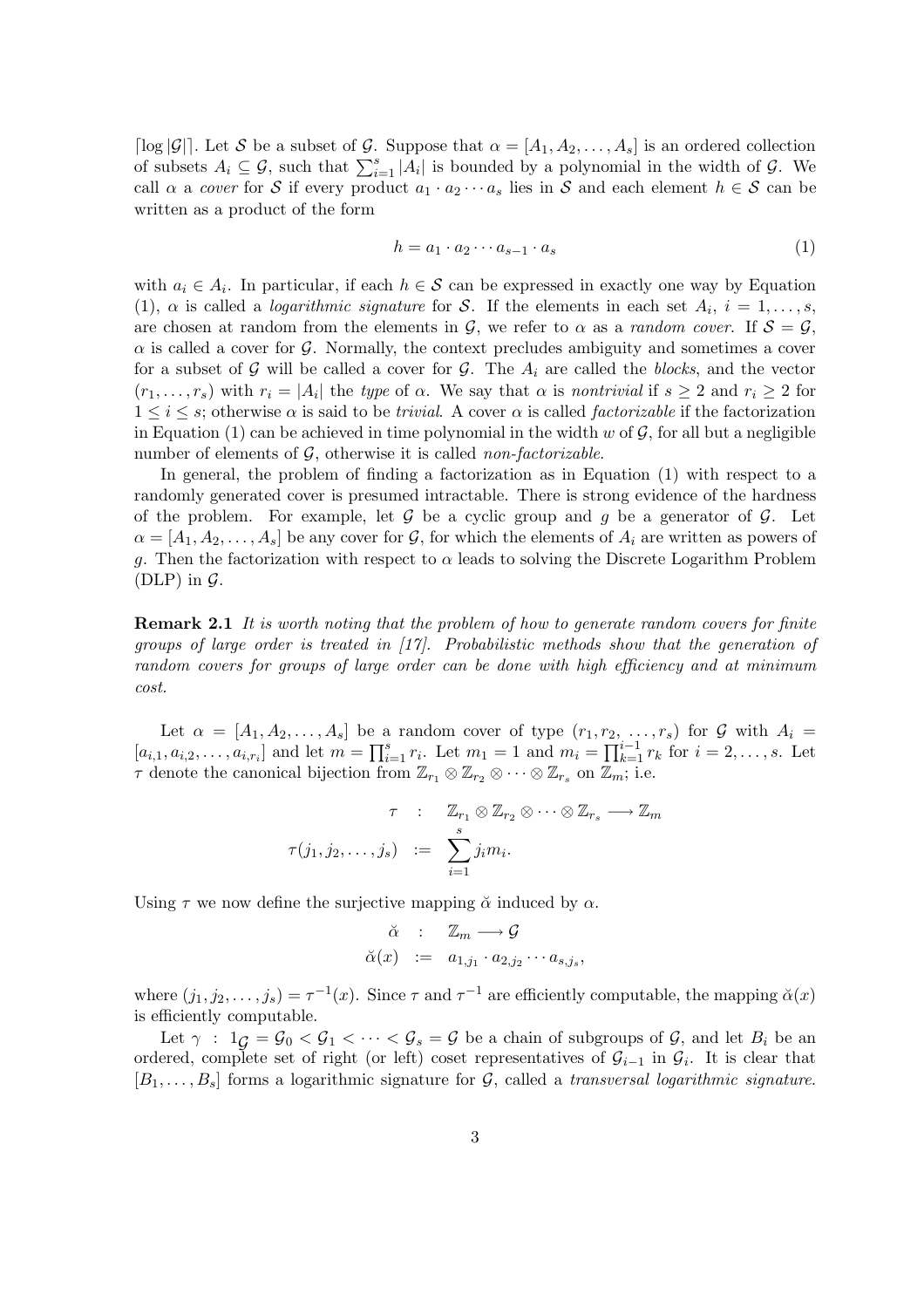$\lceil \log |\mathcal{G}| \rceil$. Let $\mathcal{S}$ be a subset of $\mathcal{G}$. Suppose that $\alpha = [A_1, A_2, \ldots, A_s]$ is an ordered collection of subsets $A_i \subseteq \mathcal{G}$, such that $\sum_{i=1}^{s} |A_i|$ is bounded by a polynomial in the width of $\mathcal{G}$. We call $\alpha$ a *cover* for $\mathcal{S}$ if every product $a_1 \cdot a_2 \cdots a_s$ lies in $\mathcal{S}$ and each element $h \in \mathcal{S}$ can be written as a product of the form

$$h = a_1 \cdot a_2 \cdots a_{s-1} \cdot a_s \tag{1}$$

with $a_i \in A_i$. In particular, if each $h \in \mathcal{S}$ can be expressed in exactly one way by Equation (1), $\alpha$ is called a *logarithmic signature* for $\mathcal{S}$. If the elements in each set $A_i$, $i = 1, \ldots, s$, are chosen at random from the elements in $\mathcal{G}$, we refer to $\alpha$ as a *random cover*. If $\mathcal{S} = \mathcal{G}$, $\alpha$ is called a cover for $\mathcal{G}$. Normally, the context precludes ambiguity and sometimes a cover for a subset of $\mathcal{G}$ will be called a cover for $\mathcal{G}$. The $A_i$ are called the *blocks*, and the vector $(r_1, \ldots, r_s)$ with $r_i = |A_i|$ the *type* of $\alpha$. We say that $\alpha$ is *nontrivial* if $s \geq 2$ and $r_i \geq 2$ for $1 \leq i \leq s$; otherwise $\alpha$ is said to be *trivial*. A cover $\alpha$ is called *factorizable* if the factorization in Equation (1) can be achieved in time polynomial in the width $w$ of $\mathcal{G}$, for all but a negligible number of elements of $\mathcal{G}$, otherwise it is called *non-factorizable*.

In general, the problem of finding a factorization as in Equation (1) with respect to a randomly generated cover is presumed intractable. There is strong evidence of the hardness of the problem. For example, let $\mathcal{G}$ be a cyclic group and $g$ be a generator of $\mathcal{G}$. Let $\alpha = [A_1, A_2, \ldots, A_s]$ be any cover for $\mathcal{G}$, for which the elements of $A_i$ are written as powers of $g$. Then the factorization with respect to $\alpha$ leads to solving the Discrete Logarithm Problem (DLP) in $\mathcal{G}$.

**Remark 2.1** *It is worth noting that the problem of how to generate random covers for finite groups of large order is treated in [17]. Probabilistic methods show that the generation of random covers for groups of large order can be done with high efficiency and at minimum cost.*

Let $\alpha = [A_1, A_2, \ldots, A_s]$ be a random cover of type $(r_1, r_2, \ldots, r_s)$ for $\mathcal{G}$ with $A_i = [a_{i,1}, a_{i,2}, \ldots, a_{i,r_i}]$ and let $m = \prod_{i=1}^{s} r_i$. Let $m_1 = 1$ and $m_i = \prod_{k=1}^{i-1} r_k$ for $i = 2, \ldots, s$. Let $\tau$ denote the canonical bijection from $\mathbb{Z}_{r_1} \otimes \mathbb{Z}_{r_2} \otimes \cdots \otimes \mathbb{Z}_{r_s}$ on $\mathbb{Z}_m$; i.e.

$$\begin{aligned} \tau \quad &: \quad \mathbb{Z}_{r_1} \otimes \mathbb{Z}_{r_2} \otimes \cdots \otimes \mathbb{Z}_{r_s} \longrightarrow \mathbb{Z}_m \\ \tau(j_1, j_2, \ldots, j_s) \quad &:= \quad \sum_{i=1}^{s} j_i m_i. \end{aligned}$$

Using $\tau$ we now define the surjective mapping $\breve{\alpha}$ induced by $\alpha$.

$$\begin{aligned} \breve{\alpha} \quad &: \quad \mathbb{Z}_m \longrightarrow \mathcal{G} \\ \breve{\alpha}(x) \quad &:= \quad a_{1,j_1} \cdot a_{2,j_2} \cdots a_{s,j_s}, \end{aligned}$$

where $(j_1, j_2, \ldots, j_s) = \tau^{-1}(x)$. Since $\tau$ and $\tau^{-1}$ are efficiently computable, the mapping $\breve{\alpha}(x)$ is efficiently computable.

Let $\gamma \;:\; 1_{\mathcal{G}} = \mathcal{G}_0 < \mathcal{G}_1 < \cdots < \mathcal{G}_s = \mathcal{G}$ be a chain of subgroups of $\mathcal{G}$, and let $B_i$ be an ordered, complete set of right (or left) coset representatives of $\mathcal{G}_{i-1}$ in $\mathcal{G}_i$. It is clear that $[B_1, \ldots, B_s]$ forms a logarithmic signature for $\mathcal{G}$, called a *transversal logarithmic signature*.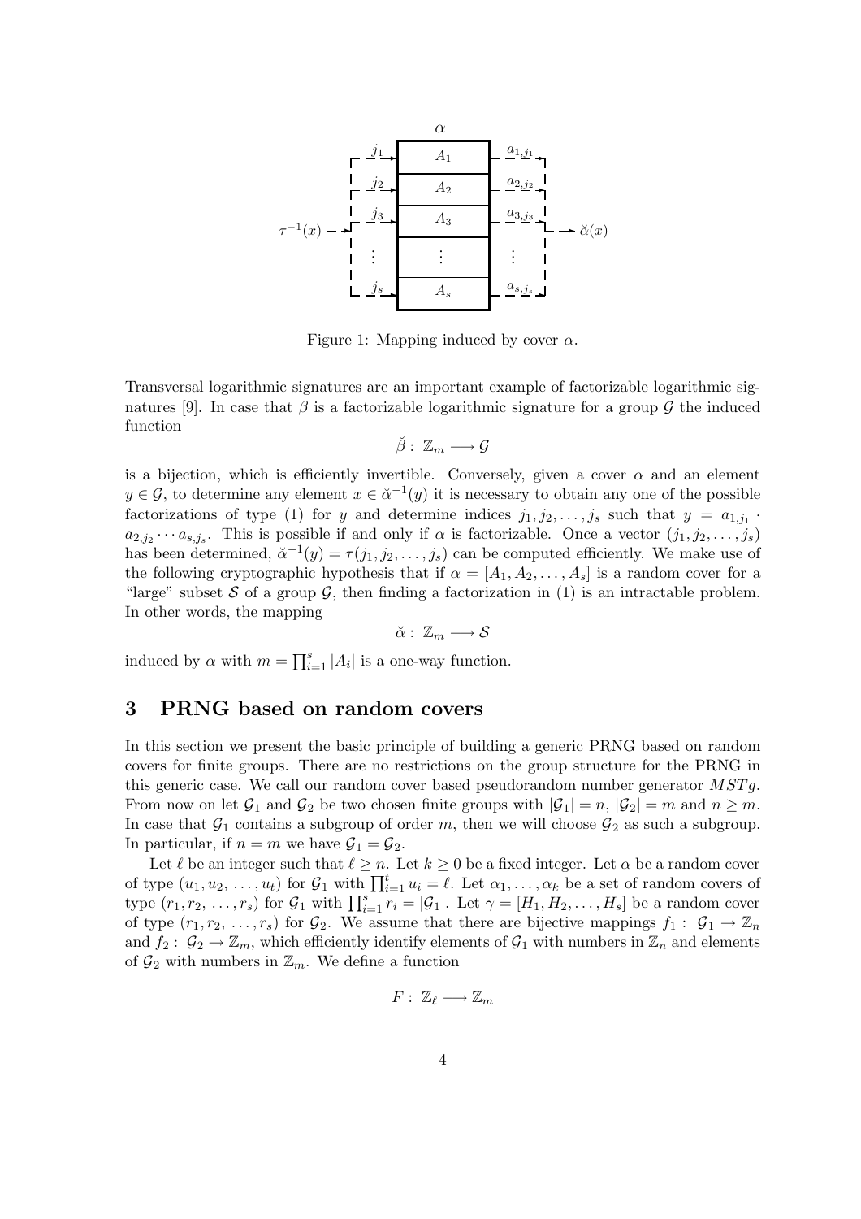Figure 1: Mapping induced by cover $\alpha$.

Transversal logarithmic signatures are an important example of factorizable logarithmic signatures [9]. In case that $\beta$ is a factorizable logarithmic signature for a group $\mathcal{G}$ the induced function

$$\breve{\beta} : \mathbb{Z}_m \longrightarrow \mathcal{G}$$

is a bijection, which is efficiently invertible. Conversely, given a cover $\alpha$ and an element $y \in \mathcal{G}$, to determine any element $x \in \breve{\alpha}^{-1}(y)$ it is necessary to obtain any one of the possible factorizations of type (1) for $y$ and determine indices $j_1, j_2, \ldots, j_s$ such that $y = a_{1,j_1} \cdot a_{2,j_2} \cdots a_{s,j_s}$. This is possible if and only if $\alpha$ is factorizable. Once a vector $(j_1, j_2, \ldots, j_s)$ has been determined, $\breve{\alpha}^{-1}(y) = \tau(j_1, j_2, \ldots, j_s)$ can be computed efficiently. We make use of the following cryptographic hypothesis that if $\alpha = [A_1, A_2, \ldots, A_s]$ is a random cover for a "large" subset $\mathcal{S}$ of a group $\mathcal{G}$, then finding a factorization in (1) is an intractable problem. In other words, the mapping

$$\breve{\alpha} : \mathbb{Z}_m \longrightarrow \mathcal{S}$$

induced by $\alpha$ with $m = \prod_{i=1}^{s} |A_i|$ is a one-way function.

## 3 PRNG based on random covers

In this section we present the basic principle of building a generic PRNG based on random covers for finite groups. There are no restrictions on the group structure for the PRNG in this generic case. We call our random cover based pseudorandom number generator $MSTg$. From now on let $\mathcal{G}_1$ and $\mathcal{G}_2$ be two chosen finite groups with $|\mathcal{G}_1| = n$, $|\mathcal{G}_2| = m$ and $n \geq m$. In case that $\mathcal{G}_1$ contains a subgroup of order $m$, then we will choose $\mathcal{G}_2$ as such a subgroup. In particular, if $n = m$ we have $\mathcal{G}_1 = \mathcal{G}_2$.

Let $\ell$ be an integer such that $\ell \geq n$. Let $k \geq 0$ be a fixed integer. Let $\alpha$ be a random cover of type $(u_1, u_2, \ldots, u_t)$ for $\mathcal{G}_1$ with $\prod_{i=1}^{t} u_i = \ell$. Let $\alpha_1, \ldots, \alpha_k$ be a set of random covers of type $(r_1, r_2, \ldots, r_s)$ for $\mathcal{G}_1$ with $\prod_{i=1}^{s} r_i = |\mathcal{G}_1|$. Let $\gamma = [H_1, H_2, \ldots, H_s]$ be a random cover of type $(r_1, r_2, \ldots, r_s)$ for $\mathcal{G}_2$. We assume that there are bijective mappings $f_1 : \mathcal{G}_1 \rightarrow \mathbb{Z}_n$ and $f_2 : \mathcal{G}_2 \rightarrow \mathbb{Z}_m$, which efficiently identify elements of $\mathcal{G}_1$ with numbers in $\mathbb{Z}_n$ and elements of $\mathcal{G}_2$ with numbers in $\mathbb{Z}_m$. We define a function

$$F : \mathbb{Z}_\ell \longrightarrow \mathbb{Z}_m$$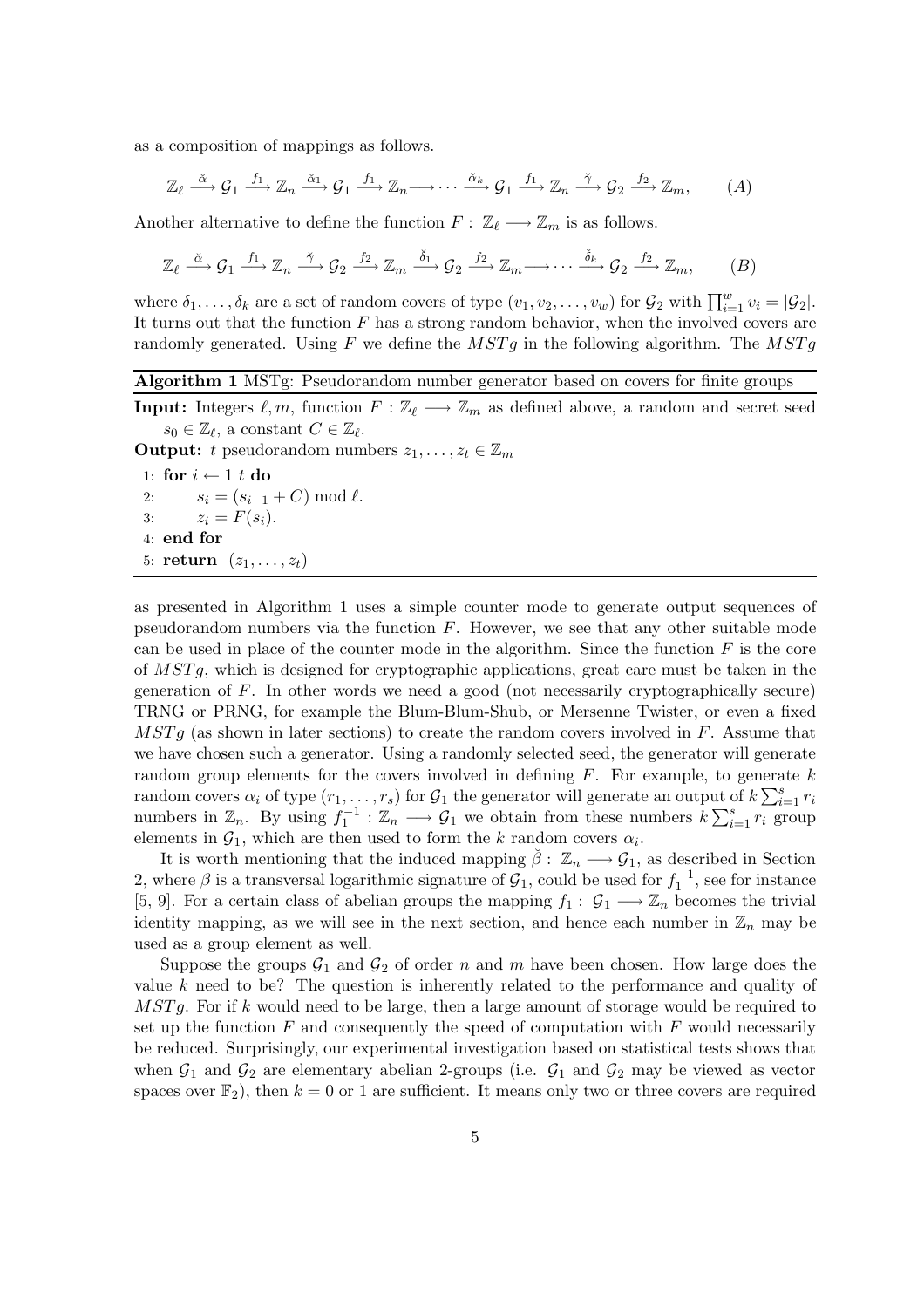as a composition of mappings as follows.

$$\mathbb{Z}_\ell \xrightarrow{\breve{\alpha}} \mathcal{G}_1 \xrightarrow{f_1} \mathbb{Z}_n \xrightarrow{\breve{\alpha}_1} \mathcal{G}_1 \xrightarrow{f_1} \mathbb{Z}_n \longrightarrow \cdots \xrightarrow{\breve{\alpha}_k} \mathcal{G}_1 \xrightarrow{f_1} \mathbb{Z}_n \xrightarrow{\breve{\gamma}} \mathcal{G}_2 \xrightarrow{f_2} \mathbb{Z}_m, \qquad (A)$$

Another alternative to define the function $F:\ \mathbb{Z}_\ell \longrightarrow \mathbb{Z}_m$ is as follows.

$$\mathbb{Z}_\ell \xrightarrow{\breve{\alpha}} \mathcal{G}_1 \xrightarrow{f_1} \mathbb{Z}_n \xrightarrow{\breve{\gamma}} \mathcal{G}_2 \xrightarrow{f_2} \mathbb{Z}_m \xrightarrow{\breve{\delta}_1} \mathcal{G}_2 \xrightarrow{f_2} \mathbb{Z}_m \longrightarrow \cdots \xrightarrow{\breve{\delta}_k} \mathcal{G}_2 \xrightarrow{f_2} \mathbb{Z}_m, \qquad (B)$$

where $\delta_1, \ldots, \delta_k$ are a set of random covers of type $(v_1, v_2, \ldots, v_w)$ for $\mathcal{G}_2$ with $\prod_{i=1}^{w} v_i = |\mathcal{G}_2|$. It turns out that the function $F$ has a strong random behavior, when the involved covers are randomly generated. Using $F$ we define the $MSTg$ in the following algorithm. The $MSTg$

**Algorithm 1** MSTg: Pseudorandom number generator based on covers for finite groups

**Input:** Integers $\ell, m$, function $F:\ \mathbb{Z}_\ell \longrightarrow \mathbb{Z}_m$ as defined above, a random and secret seed $s_0 \in \mathbb{Z}_\ell$, a constant $C \in \mathbb{Z}_\ell$.

**Output:** $t$ pseudorandom numbers $z_1, \ldots, z_t \in \mathbb{Z}_m$

```
1: for i ← 1 t do
2:     s_i = (s_{i-1} + C) mod ℓ.
3:     z_i = F(s_i).
4: end for
5: return (z_1, ..., z_t)
```

as presented in Algorithm 1 uses a simple counter mode to generate output sequences of pseudorandom numbers via the function $F$. However, we see that any other suitable mode can be used in place of the counter mode in the algorithm. Since the function $F$ is the core of $MSTg$, which is designed for cryptographic applications, great care must be taken in the generation of $F$. In other words we need a good (not necessarily cryptographically secure) TRNG or PRNG, for example the Blum-Blum-Shub, or Mersenne Twister, or even a fixed $MSTg$ (as shown in later sections) to create the random covers involved in $F$. Assume that we have chosen such a generator. Using a randomly selected seed, the generator will generate random group elements for the covers involved in defining $F$. For example, to generate $k$ random covers $\alpha_i$ of type $(r_1, \ldots, r_s)$ for $\mathcal{G}_1$ the generator will generate an output of $k \sum_{i=1}^{s} r_i$ numbers in $\mathbb{Z}_n$. By using $f_1^{-1}:\ \mathbb{Z}_n \longrightarrow \mathcal{G}_1$ we obtain from these numbers $k \sum_{i=1}^{s} r_i$ group elements in $\mathcal{G}_1$, which are then used to form the $k$ random covers $\alpha_i$.

It is worth mentioning that the induced mapping $\breve{\beta}:\ \mathbb{Z}_n \longrightarrow \mathcal{G}_1$, as described in Section 2, where $\beta$ is a transversal logarithmic signature of $\mathcal{G}_1$, could be used for $f_1^{-1}$, see for instance [5, 9]. For a certain class of abelian groups the mapping $f_1:\ \mathcal{G}_1 \longrightarrow \mathbb{Z}_n$ becomes the trivial identity mapping, as we will see in the next section, and hence each number in $\mathbb{Z}_n$ may be used as a group element as well.

Suppose the groups $\mathcal{G}_1$ and $\mathcal{G}_2$ of order $n$ and $m$ have been chosen. How large does the value $k$ need to be? The question is inherently related to the performance and quality of $MSTg$. For if $k$ would need to be large, then a large amount of storage would be required to set up the function $F$ and consequently the speed of computation with $F$ would necessarily be reduced. Surprisingly, our experimental investigation based on statistical tests shows that when $\mathcal{G}_1$ and $\mathcal{G}_2$ are elementary abelian 2-groups (i.e. $\mathcal{G}_1$ and $\mathcal{G}_2$ may be viewed as vector spaces over $\mathbb{F}_2$), then $k = 0$ or $1$ are sufficient. It means only two or three covers are required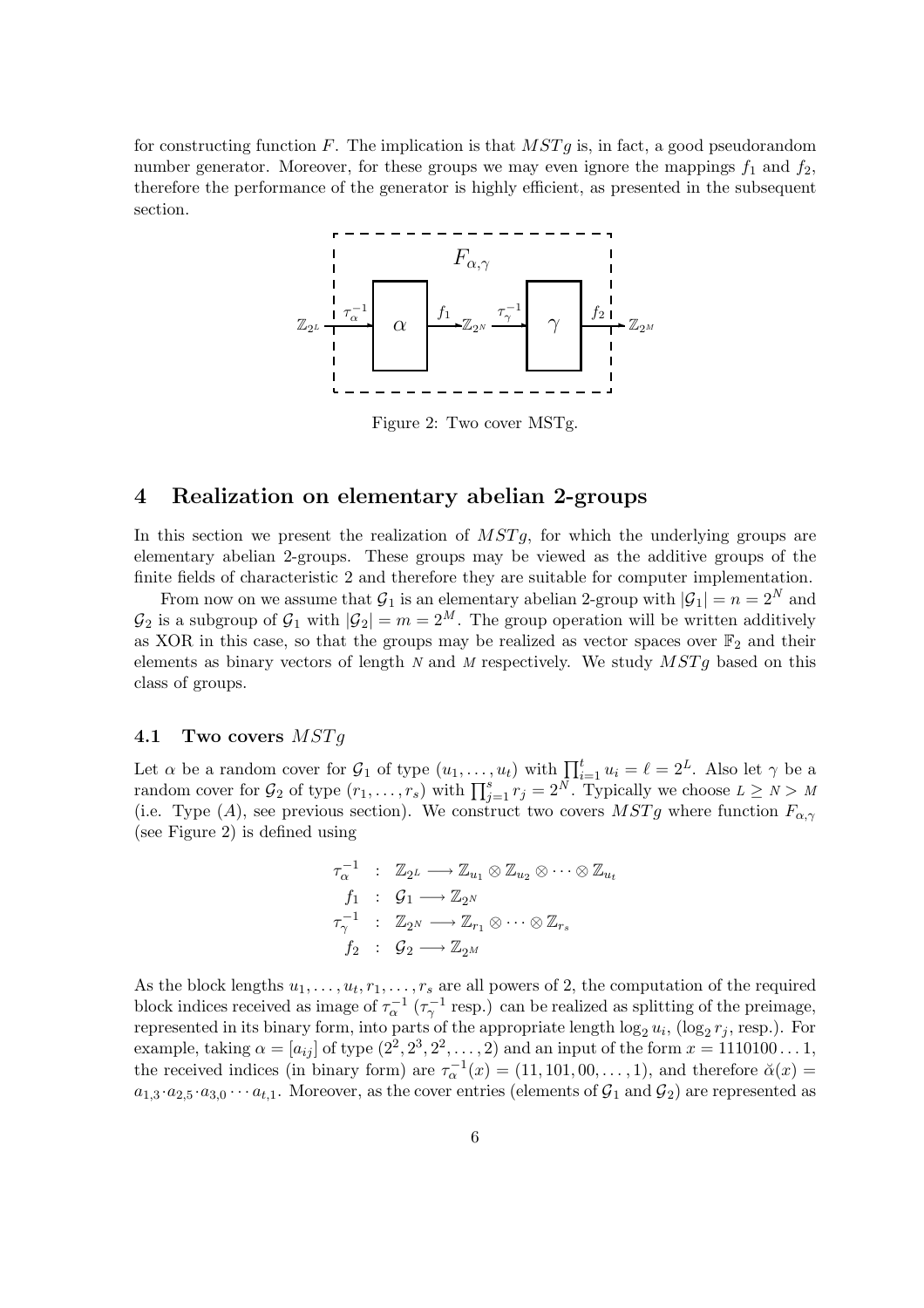for constructing function $F$. The implication is that $MSTg$ is, in fact, a good pseudorandom number generator. Moreover, for these groups we may even ignore the mappings $f_1$ and $f_2$, therefore the performance of the generator is highly efficient, as presented in the subsequent section.

Figure 2: Two cover MSTg.

## 4 Realization on elementary abelian 2-groups

In this section we present the realization of $MSTg$, for which the underlying groups are elementary abelian 2-groups. These groups may be viewed as the additive groups of the finite fields of characteristic 2 and therefore they are suitable for computer implementation.

From now on we assume that $\mathcal{G}_1$ is an elementary abelian 2-group with $|\mathcal{G}_1| = n = 2^N$ and $\mathcal{G}_2$ is a subgroup of $\mathcal{G}_1$ with $|\mathcal{G}_2| = m = 2^M$. The group operation will be written additively as XOR in this case, so that the groups may be realized as vector spaces over $\mathbb{F}_2$ and their elements as binary vectors of length $N$ and $M$ respectively. We study $MSTg$ based on this class of groups.

### 4.1 Two covers $MSTg$

Let $\alpha$ be a random cover for $\mathcal{G}_1$ of type $(u_1, \ldots, u_t)$ with $\prod_{i=1}^{t} u_i = \ell = 2^L$. Also let $\gamma$ be a random cover for $\mathcal{G}_2$ of type $(r_1, \ldots, r_s)$ with $\prod_{j=1}^{s} r_j = 2^N$. Typically we choose $L \geq N > M$ (i.e. Type $(A)$, see previous section). We construct two covers $MSTg$ where function $F_{\alpha,\gamma}$ (see Figure 2) is defined using

$$
\begin{aligned}
\tau_\alpha^{-1} &: \mathbb{Z}_{2^L} \longrightarrow \mathbb{Z}_{u_1} \otimes \mathbb{Z}_{u_2} \otimes \cdots \otimes \mathbb{Z}_{u_t} \\
f_1 &: \mathcal{G}_1 \longrightarrow \mathbb{Z}_{2^N} \\
\tau_\gamma^{-1} &: \mathbb{Z}_{2^N} \longrightarrow \mathbb{Z}_{r_1} \otimes \cdots \otimes \mathbb{Z}_{r_s} \\
f_2 &: \mathcal{G}_2 \longrightarrow \mathbb{Z}_{2^M}
\end{aligned}
$$

As the block lengths $u_1, \ldots, u_t, r_1, \ldots, r_s$ are all powers of 2, the computation of the required block indices received as image of $\tau_\alpha^{-1}$ ($\tau_\gamma^{-1}$ resp.) can be realized as splitting of the preimage, represented in its binary form, into parts of the appropriate length $\log_2 u_i$, ($\log_2 r_j$, resp.). For example, taking $\alpha = [a_{ij}]$ of type $(2^2, 2^3, 2^2, \ldots, 2)$ and an input of the form $x = 1110100\ldots1$, the received indices (in binary form) are $\tau_\alpha^{-1}(x) = (11, 101, 00, \ldots, 1)$, and therefore $\breve{\alpha}(x) = a_{1,3} \cdot a_{2,5} \cdot a_{3,0} \cdots a_{t,1}$. Moreover, as the cover entries (elements of $\mathcal{G}_1$ and $\mathcal{G}_2$) are represented as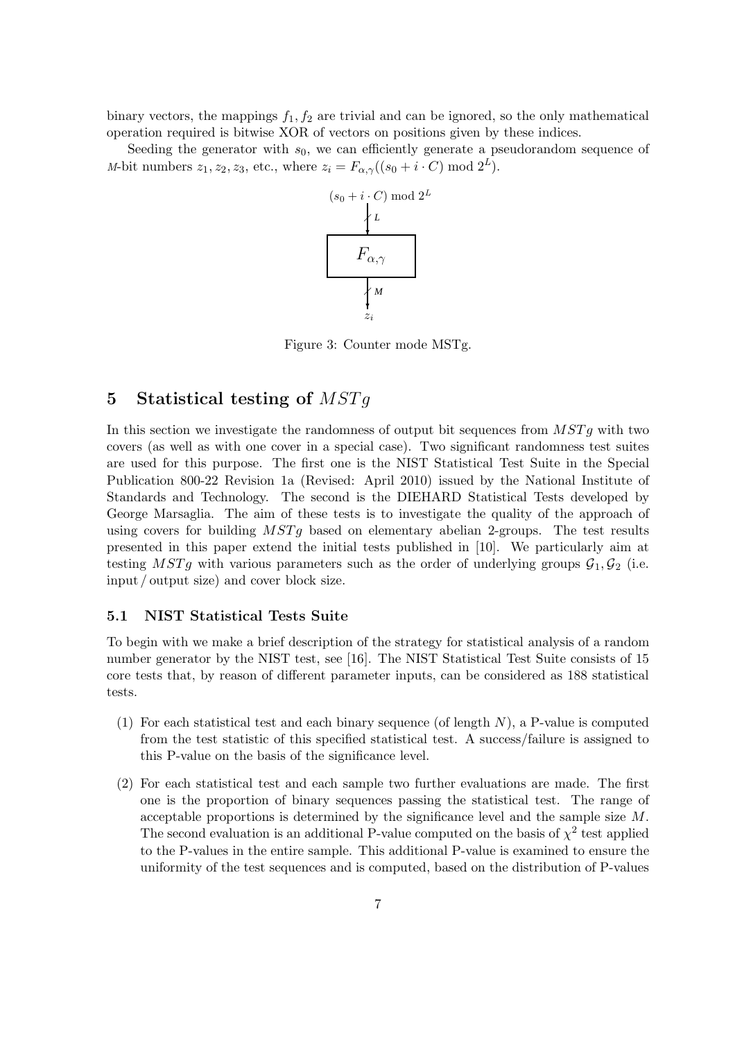binary vectors, the mappings $f_1, f_2$ are trivial and can be ignored, so the only mathematical operation required is bitwise XOR of vectors on positions given by these indices.

Seeding the generator with $s_0$, we can efficiently generate a pseudorandom sequence of $M$-bit numbers $z_1, z_2, z_3$, etc., where $z_i = F_{\alpha,\gamma}((s_0 + i \cdot C) \bmod 2^L)$.

Figure 3: Counter mode MSTg.

## 5 Statistical testing of $MSTg$

In this section we investigate the randomness of output bit sequences from $MSTg$ with two covers (as well as with one cover in a special case). Two significant randomness test suites are used for this purpose. The first one is the NIST Statistical Test Suite in the Special Publication 800-22 Revision 1a (Revised: April 2010) issued by the National Institute of Standards and Technology. The second is the DIEHARD Statistical Tests developed by George Marsaglia. The aim of these tests is to investigate the quality of the approach of using covers for building $MSTg$ based on elementary abelian 2-groups. The test results presented in this paper extend the initial tests published in [10]. We particularly aim at testing $MSTg$ with various parameters such as the order of underlying groups $\mathcal{G}_1, \mathcal{G}_2$ (i.e. input / output size) and cover block size.

### 5.1 NIST Statistical Tests Suite

To begin with we make a brief description of the strategy for statistical analysis of a random number generator by the NIST test, see [16]. The NIST Statistical Test Suite consists of 15 core tests that, by reason of different parameter inputs, can be considered as 188 statistical tests.

(1) For each statistical test and each binary sequence (of length $N$), a P-value is computed from the test statistic of this specified statistical test. A success/failure is assigned to this P-value on the basis of the significance level.

(2) For each statistical test and each sample two further evaluations are made. The first one is the proportion of binary sequences passing the statistical test. The range of acceptable proportions is determined by the significance level and the sample size $M$. The second evaluation is an additional P-value computed on the basis of $\chi^2$ test applied to the P-values in the entire sample. This additional P-value is examined to ensure the uniformity of the test sequences and is computed, based on the distribution of P-values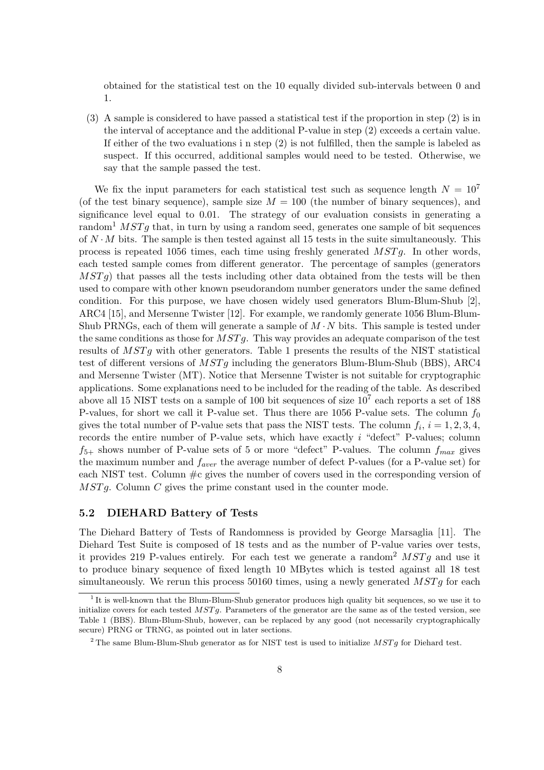obtained for the statistical test on the 10 equally divided sub-intervals between 0 and 1.

(3) A sample is considered to have passed a statistical test if the proportion in step (2) is in the interval of acceptance and the additional P-value in step (2) exceeds a certain value. If either of the two evaluations i n step (2) is not fulfilled, then the sample is labeled as suspect. If this occurred, additional samples would need to be tested. Otherwise, we say that the sample passed the test.

We fix the input parameters for each statistical test such as sequence length $N = 10^7$ (of the test binary sequence), sample size $M = 100$ (the number of binary sequences), and significance level equal to 0.01. The strategy of our evaluation consists in generating a random[1] $MSTg$ that, in turn by using a random seed, generates one sample of bit sequences of $N \cdot M$ bits. The sample is then tested against all 15 tests in the suite simultaneously. This process is repeated 1056 times, each time using freshly generated $MSTg$. In other words, each tested sample comes from different generator. The percentage of samples (generators $MSTg$) that passes all the tests including other data obtained from the tests will be then used to compare with other known pseudorandom number generators under the same defined condition. For this purpose, we have chosen widely used generators Blum-Blum-Shub [2], ARC4 [15], and Mersenne Twister [12]. For example, we randomly generate 1056 Blum-Blum-Shub PRNGs, each of them will generate a sample of $M \cdot N$ bits. This sample is tested under the same conditions as those for $MSTg$. This way provides an adequate comparison of the test results of $MSTg$ with other generators. Table 1 presents the results of the NIST statistical test of different versions of $MSTg$ including the generators Blum-Blum-Shub (BBS), ARC4 and Mersenne Twister (MT). Notice that Mersenne Twister is not suitable for cryptographic applications. Some explanations need to be included for the reading of the table. As described above all 15 NIST tests on a sample of 100 bit sequences of size $10^7$ each reports a set of 188 P-values, for short we call it P-value set. Thus there are 1056 P-value sets. The column $f_0$ gives the total number of P-value sets that pass the NIST tests. The column $f_i$, $i = 1, 2, 3, 4$, records the entire number of P-value sets, which have exactly $i$ "defect" P-values; column $f_{5+}$ shows number of P-value sets of 5 or more "defect" P-values. The column $f_{max}$ gives the maximum number and $f_{aver}$ the average number of defect P-values (for a P-value set) for each NIST test. Column #c gives the number of covers used in the corresponding version of $MSTg$. Column $C$ gives the prime constant used in the counter mode.

### 5.2 DIEHARD Battery of Tests

The Diehard Battery of Tests of Randomness is provided by George Marsaglia [11]. The Diehard Test Suite is composed of 18 tests and as the number of P-value varies over tests, it provides 219 P-values entirely. For each test we generate a random[2] $MSTg$ and use it to produce binary sequence of fixed length 10 MBytes which is tested against all 18 test simultaneously. We rerun this process 50160 times, using a newly generated $MSTg$ for each

[1] It is well-known that the Blum-Blum-Shub generator produces high quality bit sequences, so we use it to initialize covers for each tested $MSTg$. Parameters of the generator are the same as of the tested version, see Table 1 (BBS). Blum-Blum-Shub, however, can be replaced by any good (not necessarily cryptographically secure) PRNG or TRNG, as pointed out in later sections.

[2] The same Blum-Blum-Shub generator as for NIST test is used to initialize $MSTg$ for Diehard test.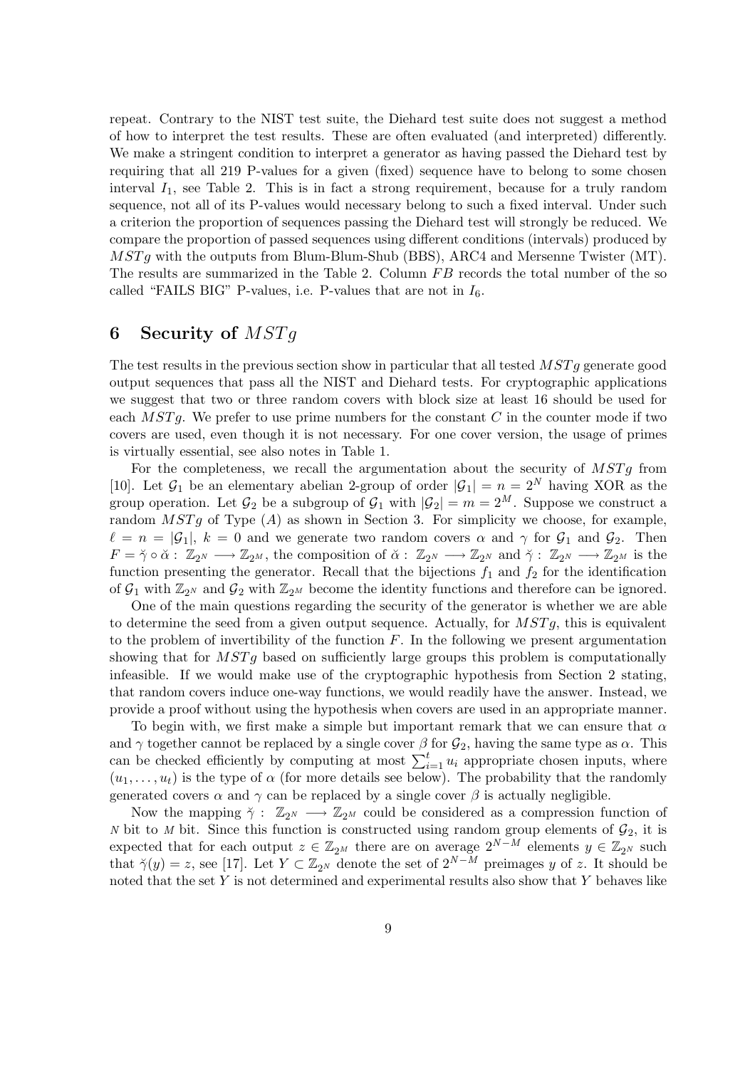repeat. Contrary to the NIST test suite, the Diehard test suite does not suggest a method of how to interpret the test results. These are often evaluated (and interpreted) differently. We make a stringent condition to interpret a generator as having passed the Diehard test by requiring that all 219 P-values for a given (fixed) sequence have to belong to some chosen interval $I_1$, see Table 2. This is in fact a strong requirement, because for a truly random sequence, not all of its P-values would necessary belong to such a fixed interval. Under such a criterion the proportion of sequences passing the Diehard test will strongly be reduced. We compare the proportion of passed sequences using different conditions (intervals) produced by $MSTg$ with the outputs from Blum-Blum-Shub (BBS), ARC4 and Mersenne Twister (MT). The results are summarized in the Table 2. Column $FB$ records the total number of the so called "FAILS BIG" P-values, i.e. P-values that are not in $I_6$.

## 6 Security of $MSTg$

The test results in the previous section show in particular that all tested $MSTg$ generate good output sequences that pass all the NIST and Diehard tests. For cryptographic applications we suggest that two or three random covers with block size at least 16 should be used for each $MSTg$. We prefer to use prime numbers for the constant $C$ in the counter mode if two covers are used, even though it is not necessary. For one cover version, the usage of primes is virtually essential, see also notes in Table 1.

For the completeness, we recall the argumentation about the security of $MSTg$ from [10]. Let $\mathcal{G}_1$ be an elementary abelian 2-group of order $|\mathcal{G}_1| = n = 2^N$ having XOR as the group operation. Let $\mathcal{G}_2$ be a subgroup of $\mathcal{G}_1$ with $|\mathcal{G}_2| = m = 2^M$. Suppose we construct a random $MSTg$ of Type $(A)$ as shown in Section 3. For simplicity we choose, for example, $\ell = n = |\mathcal{G}_1|$, $k = 0$ and we generate two random covers $\alpha$ and $\gamma$ for $\mathcal{G}_1$ and $\mathcal{G}_2$. Then $F = \breve{\gamma} \circ \breve{\alpha} : \mathbb{Z}_{2^N} \longrightarrow \mathbb{Z}_{2^M}$, the composition of $\breve{\alpha} : \mathbb{Z}_{2^N} \longrightarrow \mathbb{Z}_{2^N}$ and $\breve{\gamma} : \mathbb{Z}_{2^N} \longrightarrow \mathbb{Z}_{2^M}$ is the function presenting the generator. Recall that the bijections $f_1$ and $f_2$ for the identification of $\mathcal{G}_1$ with $\mathbb{Z}_{2^N}$ and $\mathcal{G}_2$ with $\mathbb{Z}_{2^M}$ become the identity functions and therefore can be ignored.

One of the main questions regarding the security of the generator is whether we are able to determine the seed from a given output sequence. Actually, for $MSTg$, this is equivalent to the problem of invertibility of the function $F$. In the following we present argumentation showing that for $MSTg$ based on sufficiently large groups this problem is computationally infeasible. If we would make use of the cryptographic hypothesis from Section 2 stating, that random covers induce one-way functions, we would readily have the answer. Instead, we provide a proof without using the hypothesis when covers are used in an appropriate manner.

To begin with, we first make a simple but important remark that we can ensure that $\alpha$ and $\gamma$ together cannot be replaced by a single cover $\beta$ for $\mathcal{G}_2$, having the same type as $\alpha$. This can be checked efficiently by computing at most $\sum_{i=1}^{t} u_i$ appropriate chosen inputs, where $(u_1, \ldots, u_t)$ is the type of $\alpha$ (for more details see below). The probability that the randomly generated covers $\alpha$ and $\gamma$ can be replaced by a single cover $\beta$ is actually negligible.

Now the mapping $\breve{\gamma} : \mathbb{Z}_{2^N} \longrightarrow \mathbb{Z}_{2^M}$ could be considered as a compression function of $N$ bit to $M$ bit. Since this function is constructed using random group elements of $\mathcal{G}_2$, it is expected that for each output $z \in \mathbb{Z}_{2^M}$ there are on average $2^{N-M}$ elements $y \in \mathbb{Z}_{2^N}$ such that $\breve{\gamma}(y) = z$, see [17]. Let $Y \subset \mathbb{Z}_{2^N}$ denote the set of $2^{N-M}$ preimages $y$ of $z$. It should be noted that the set $Y$ is not determined and experimental results also show that $Y$ behaves like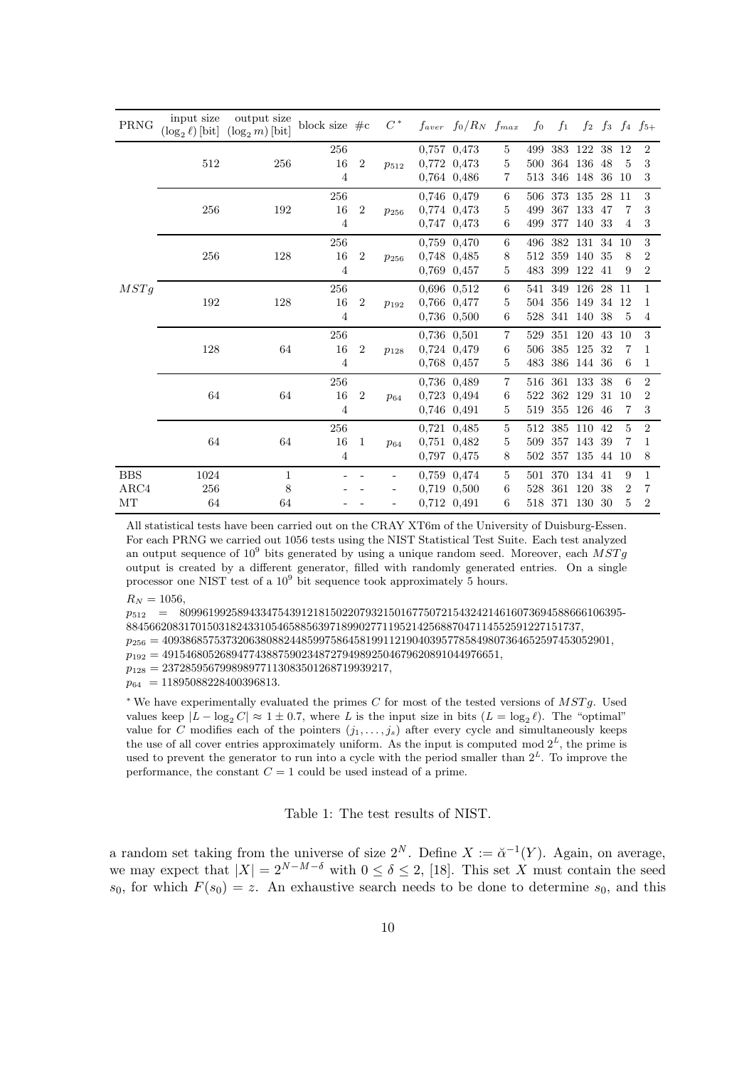| PRNG | input size ($\log_2 \ell$) [bit] | output size ($\log_2 m$) [bit] | block size | #c | $C^*$ | $f_{aver}$ | $f_0/R_N$ | $f_{max}$ | $f_0$ | $f_1$ | $f_2$ | $f_3$ | $f_4$ | $f_{5+}$ |
|---|---|---|---|---|---|---|---|---|---|---|---|---|---|---|
| $MSTg$ | 512 | 256 | 256 | 2 | $p_{512}$ | 0,757 | 0,473 | 5 | 499 | 383 | 122 | 38 | 12 | 2 |
| | | | 16 | | | 0,772 | 0,473 | 5 | 500 | 364 | 136 | 48 | 5 | 3 |
| | | | 4 | | | 0,764 | 0,486 | 7 | 513 | 346 | 148 | 36 | 10 | 3 |
| | 256 | 192 | 256 | 2 | $p_{256}$ | 0,746 | 0,479 | 6 | 506 | 373 | 135 | 28 | 11 | 3 |
| | | | 16 | | | 0,774 | 0,473 | 5 | 499 | 367 | 133 | 47 | 7 | 3 |
| | | | 4 | | | 0,747 | 0,473 | 6 | 499 | 377 | 140 | 33 | 4 | 3 |
| | 256 | 128 | 256 | 2 | $p_{256}$ | 0,759 | 0,470 | 6 | 496 | 382 | 131 | 34 | 10 | 3 |
| | | | 16 | | | 0,748 | 0,485 | 8 | 512 | 359 | 140 | 35 | 8 | 2 |
| | | | 4 | | | 0,769 | 0,457 | 5 | 483 | 399 | 122 | 41 | 9 | 2 |
| | 192 | 128 | 256 | 2 | $p_{192}$ | 0,696 | 0,512 | 6 | 541 | 349 | 126 | 28 | 11 | 1 |
| | | | 16 | | | 0,766 | 0,477 | 5 | 504 | 356 | 149 | 34 | 12 | 1 |
| | | | 4 | | | 0,736 | 0,500 | 6 | 528 | 341 | 140 | 38 | 5 | 4 |
| | 128 | 64 | 256 | 2 | $p_{128}$ | 0,736 | 0,501 | 7 | 529 | 351 | 120 | 43 | 10 | 3 |
| | | | 16 | | | 0,724 | 0,479 | 6 | 506 | 385 | 125 | 32 | 7 | 1 |
| | | | 4 | | | 0,768 | 0,457 | 5 | 483 | 386 | 144 | 36 | 6 | 1 |
| | 64 | 64 | 256 | 2 | $p_{64}$ | 0,736 | 0,489 | 7 | 516 | 361 | 133 | 38 | 6 | 2 |
| | | | 16 | | | 0,723 | 0,494 | 6 | 522 | 362 | 129 | 31 | 10 | 2 |
| | | | 4 | | | 0,746 | 0,491 | 5 | 519 | 355 | 126 | 46 | 7 | 3 |
| | 64 | 64 | 256 | 1 | $p_{64}$ | 0,721 | 0,485 | 5 | 512 | 385 | 110 | 42 | 5 | 2 |
| | | | 16 | | | 0,751 | 0,482 | 5 | 509 | 357 | 143 | 39 | 7 | 1 |
| | | | 4 | | | 0,797 | 0,475 | 8 | 502 | 357 | 135 | 44 | 10 | 8 |
| BBS | 1024 | 1 | - | - | - | 0,759 | 0,474 | 5 | 501 | 370 | 134 | 41 | 9 | 1 |
| ARC4 | 256 | 8 | - | - | - | 0,719 | 0,500 | 6 | 528 | 361 | 120 | 38 | 2 | 7 |
| MT | 64 | 64 | - | - | - | 0,712 | 0,491 | 6 | 518 | 371 | 130 | 30 | 5 | 2 |

All statistical tests have been carried out on the CRAY XT6m of the University of Duisburg-Essen. For each PRNG we carried out 1056 tests using the NIST Statistical Test Suite. Each test analyzed an output sequence of $10^9$ bits generated by using a unique random seed. Moreover, each $MSTg$ output is created by a different generator, filled with randomly generated entries. On a single processor one NIST test of a $10^9$ bit sequence took approximately 5 hours.

$R_N = 1056$,

$p_{512}$ = 8099619925894334754391218150220793215016775072154324214616073694588666106395-8845662083170150318243310546588563971899027711952142568870471145525912271517371,

$p_{256}$ = 40938685753732063808824485997586458199112190403957785849807364652597453052901,

$p_{192}$ = 4915468052689477438875902348727949892504679620891044976651,

$p_{128}$ = 237285956799898977113083501268719939217,

$p_{64}$ = 11895088228400396813.

$^*$ We have experimentally evaluated the primes $C$ for most of the tested versions of $MSTg$. Used values keep $|L - \log_2 C| \approx 1 \pm 0.7$, where $L$ is the input size in bits ($L = \log_2 \ell$). The "optimal" value for $C$ modifies each of the pointers $(j_1, \ldots, j_s)$ after every cycle and simultaneously keeps the use of all cover entries approximately uniform. As the input is computed mod $2^L$, the prime is used to prevent the generator to run into a cycle with the period smaller than $2^L$. To improve the performance, the constant $C = 1$ could be used instead of a prime.

Table 1: The test results of NIST.

a random set taking from the universe of size $2^N$. Define $X := \breve{\alpha}^{-1}(Y)$. Again, on average, we may expect that $|X| = 2^{N-M-\delta}$ with $0 \leq \delta \leq 2$, [18]. This set $X$ must contain the seed $s_0$, for which $F(s_0) = z$. An exhaustive search needs to be done to determine $s_0$, and this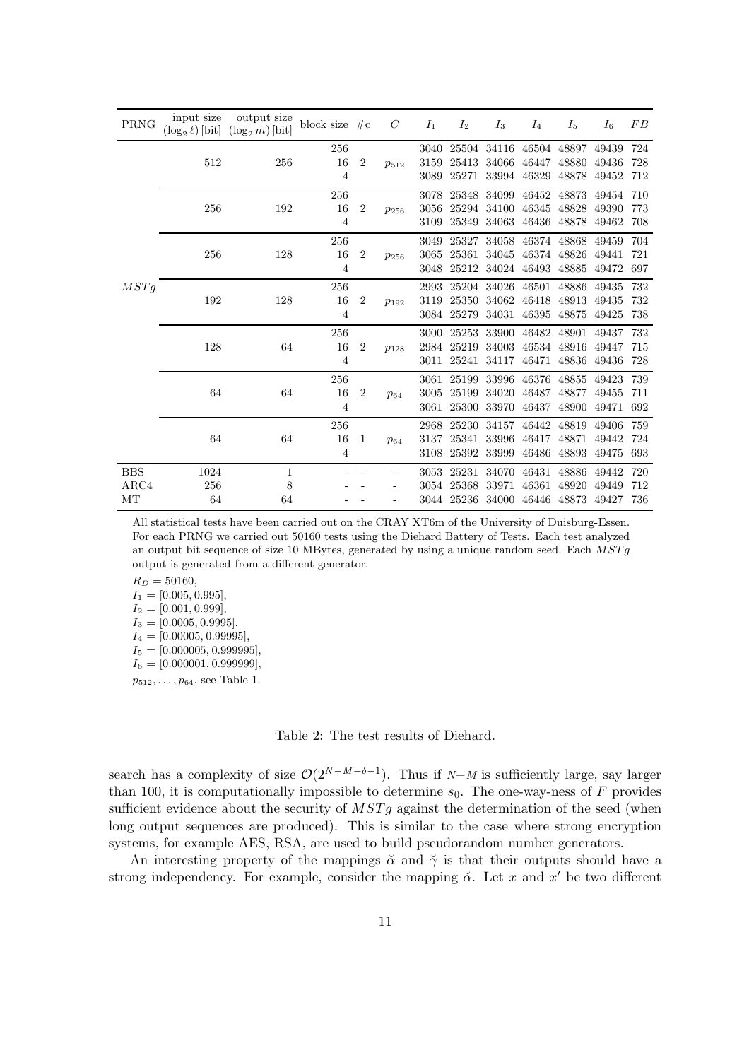| PRNG | input size ($\log_2 \ell$) [bit] | output size ($\log_2 m$) [bit] | block size | #c | $C$ | $I_1$ | $I_2$ | $I_3$ | $I_4$ | $I_5$ | $I_6$ | $FB$ |
|---|---|---|---|---|---|---|---|---|---|---|---|---|
| $MSTg$ | 512 | 256 | 256 | 2 | $p_{512}$ | 3040 | 25504 | 34116 | 46504 | 48897 | 49439 | 724 |
| | | | 16 | | | 3159 | 25413 | 34066 | 46447 | 48880 | 49436 | 728 |
| | | | 4 | | | 3089 | 25271 | 33994 | 46329 | 48878 | 49452 | 712 |
| | 256 | 192 | 256 | 2 | $p_{256}$ | 3078 | 25348 | 34099 | 46452 | 48873 | 49454 | 710 |
| | | | 16 | | | 3056 | 25294 | 34100 | 46345 | 48828 | 49390 | 773 |
| | | | 4 | | | 3109 | 25349 | 34063 | 46436 | 48878 | 49462 | 708 |
| | 256 | 128 | 256 | 2 | $p_{256}$ | 3049 | 25327 | 34058 | 46374 | 48868 | 49459 | 704 |
| | | | 16 | | | 3065 | 25361 | 34045 | 46374 | 48826 | 49441 | 721 |
| | | | 4 | | | 3048 | 25212 | 34024 | 46493 | 48885 | 49472 | 697 |
| | 192 | 128 | 256 | 2 | $p_{192}$ | 2993 | 25204 | 34026 | 46501 | 48886 | 49435 | 732 |
| | | | 16 | | | 3119 | 25350 | 34062 | 46418 | 48913 | 49435 | 732 |
| | | | 4 | | | 3084 | 25279 | 34031 | 46395 | 48875 | 49425 | 738 |
| | 128 | 64 | 256 | 2 | $p_{128}$ | 3000 | 25253 | 33900 | 46482 | 48901 | 49437 | 732 |
| | | | 16 | | | 2984 | 25219 | 34003 | 46534 | 48916 | 49447 | 715 |
| | | | 4 | | | 3011 | 25241 | 34117 | 46471 | 48836 | 49436 | 728 |
| | 64 | 64 | 256 | 2 | $p_{64}$ | 3061 | 25199 | 33996 | 46376 | 48855 | 49423 | 739 |
| | | | 16 | | | 3005 | 25199 | 34020 | 46487 | 48877 | 49455 | 711 |
| | | | 4 | | | 3061 | 25300 | 33970 | 46437 | 48900 | 49471 | 692 |
| | 64 | 64 | 256 | 1 | $p_{64}$ | 2968 | 25230 | 34157 | 46442 | 48819 | 49406 | 759 |
| | | | 16 | | | 3137 | 25341 | 33996 | 46417 | 48871 | 49442 | 724 |
| | | | 4 | | | 3108 | 25392 | 33999 | 46486 | 48893 | 49475 | 693 |
| BBS | 1024 | 1 | - | - | - | 3053 | 25231 | 34070 | 46431 | 48886 | 49442 | 720 |
| ARC4 | 256 | 8 | - | - | - | 3054 | 25368 | 33971 | 46361 | 48920 | 49449 | 712 |
| MT | 64 | 64 | - | - | - | 3044 | 25236 | 34000 | 46446 | 48873 | 49427 | 736 |

All statistical tests have been carried out on the CRAY XT6m of the University of Duisburg-Essen. For each PRNG we carried out 50160 tests using the Diehard Battery of Tests. Each test analyzed an output bit sequence of size 10 MBytes, generated by using a unique random seed. Each $MSTg$ output is generated from a different generator.

$R_D = 50160$,
$I_1 = [0.005, 0.995]$,
$I_2 = [0.001, 0.999]$,
$I_3 = [0.0005, 0.9995]$,
$I_4 = [0.00005, 0.99995]$,
$I_5 = [0.000005, 0.999995]$,
$I_6 = [0.000001, 0.999999]$,
$p_{512}, \ldots, p_{64}$, see Table 1.

Table 2: The test results of Diehard.

search has a complexity of size $\mathcal{O}(2^{N-M-\delta-1})$. Thus if $N-M$ is sufficiently large, say larger than 100, it is computationally impossible to determine $s_0$. The one-way-ness of $F$ provides sufficient evidence about the security of $MSTg$ against the determination of the seed (when long output sequences are produced). This is similar to the case where strong encryption systems, for example AES, RSA, are used to build pseudorandom number generators.

An interesting property of the mappings $\breve{\alpha}$ and $\breve{\gamma}$ is that their outputs should have a strong independency. For example, consider the mapping $\breve{\alpha}$. Let $x$ and $x'$ be two different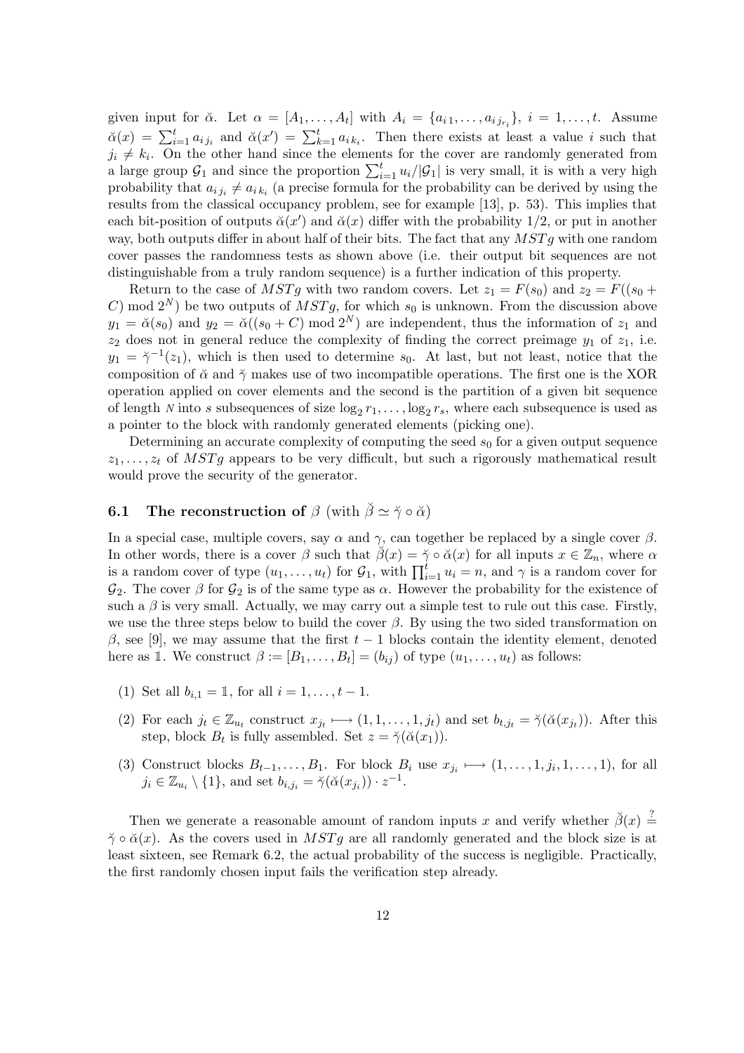given input for $\breve{\alpha}$. Let $\alpha = [A_1, \ldots, A_t]$ with $A_i = \{a_{i\,1}, \ldots, a_{i\,j_{r_i}}\}$, $i = 1, \ldots, t$. Assume $\breve{\alpha}(x) = \sum_{i=1}^{t} a_{i\,j_i}$ and $\breve{\alpha}(x') = \sum_{k=1}^{t} a_{i\,k_i}$. Then there exists at least a value $i$ such that $j_i \neq k_i$. On the other hand since the elements for the cover are randomly generated from a large group $\mathcal{G}_1$ and since the proportion $\sum_{i=1}^{t} u_i/|\mathcal{G}_1|$ is very small, it is with a very high probability that $a_{i\,j_i} \neq a_{i\,k_i}$ (a precise formula for the probability can be derived by using the results from the classical occupancy problem, see for example [13], p. 53). This implies that each bit-position of outputs $\breve{\alpha}(x')$ and $\breve{\alpha}(x)$ differ with the probability 1/2, or put in another way, both outputs differ in about half of their bits. The fact that any $MSTg$ with one random cover passes the randomness tests as shown above (i.e. their output bit sequences are not distinguishable from a truly random sequence) is a further indication of this property.

Return to the case of $MSTg$ with two random covers. Let $z_1 = F(s_0)$ and $z_2 = F((s_0 + C) \bmod 2^N)$ be two outputs of $MSTg$, for which $s_0$ is unknown. From the discussion above $y_1 = \breve{\alpha}(s_0)$ and $y_2 = \breve{\alpha}((s_0 + C) \bmod 2^N)$ are independent, thus the information of $z_1$ and $z_2$ does not in general reduce the complexity of finding the correct preimage $y_1$ of $z_1$, i.e. $y_1 = \breve{\gamma}^{-1}(z_1)$, which is then used to determine $s_0$. At last, but not least, notice that the composition of $\breve{\alpha}$ and $\breve{\gamma}$ makes use of two incompatible operations. The first one is the XOR operation applied on cover elements and the second is the partition of a given bit sequence of length $N$ into $s$ subsequences of size $\log_2 r_1, \ldots, \log_2 r_s$, where each subsequence is used as a pointer to the block with randomly generated elements (picking one).

Determining an accurate complexity of computing the seed $s_0$ for a given output sequence $z_1, \ldots, z_t$ of $MSTg$ appears to be very difficult, but such a rigorously mathematical result would prove the security of the generator.

### 6.1 The reconstruction of $\beta$ (with $\breve{\beta} \simeq \breve{\gamma} \circ \breve{\alpha}$)

In a special case, multiple covers, say $\alpha$ and $\gamma$, can together be replaced by a single cover $\beta$. In other words, there is a cover $\beta$ such that $\breve{\beta}(x) = \breve{\gamma} \circ \breve{\alpha}(x)$ for all inputs $x \in \mathbb{Z}_n$, where $\alpha$ is a random cover of type $(u_1, \ldots, u_t)$ for $\mathcal{G}_1$, with $\prod_{i=1}^{t} u_i = n$, and $\gamma$ is a random cover for $\mathcal{G}_2$. The cover $\beta$ for $\mathcal{G}_2$ is of the same type as $\alpha$. However the probability for the existence of such a $\beta$ is very small. Actually, we may carry out a simple test to rule out this case. Firstly, we use the three steps below to build the cover $\beta$. By using the two sided transformation on $\beta$, see [9], we may assume that the first $t-1$ blocks contain the identity element, denoted here as $\mathbb{1}$. We construct $\beta := [B_1, \ldots, B_t] = (b_{ij})$ of type $(u_1, \ldots, u_t)$ as follows:

1. Set all $b_{i,1} = \mathbb{1}$, for all $i = 1, \ldots, t-1$.
2. For each $j_t \in \mathbb{Z}_{u_t}$ construct $x_{j_t} \longmapsto (1, 1, \ldots, 1, j_t)$ and set $b_{t,j_t} = \breve{\gamma}(\breve{\alpha}(x_{j_t}))$. After this step, block $B_t$ is fully assembled. Set $z = \breve{\gamma}(\breve{\alpha}(x_1))$.
3. Construct blocks $B_{t-1}, \ldots, B_1$. For block $B_i$ use $x_{j_i} \longmapsto (1, \ldots, 1, j_i, 1, \ldots, 1)$, for all $j_i \in \mathbb{Z}_{u_i} \setminus \{1\}$, and set $b_{i,j_i} = \breve{\gamma}(\breve{\alpha}(x_{j_i})) \cdot z^{-1}$.

Then we generate a reasonable amount of random inputs $x$ and verify whether $\breve{\beta}(x) \stackrel{?}{=} \breve{\gamma} \circ \breve{\alpha}(x)$. As the covers used in $MSTg$ are all randomly generated and the block size is at least sixteen, see Remark 6.2, the actual probability of the success is negligible. Practically, the first randomly chosen input fails the verification step already.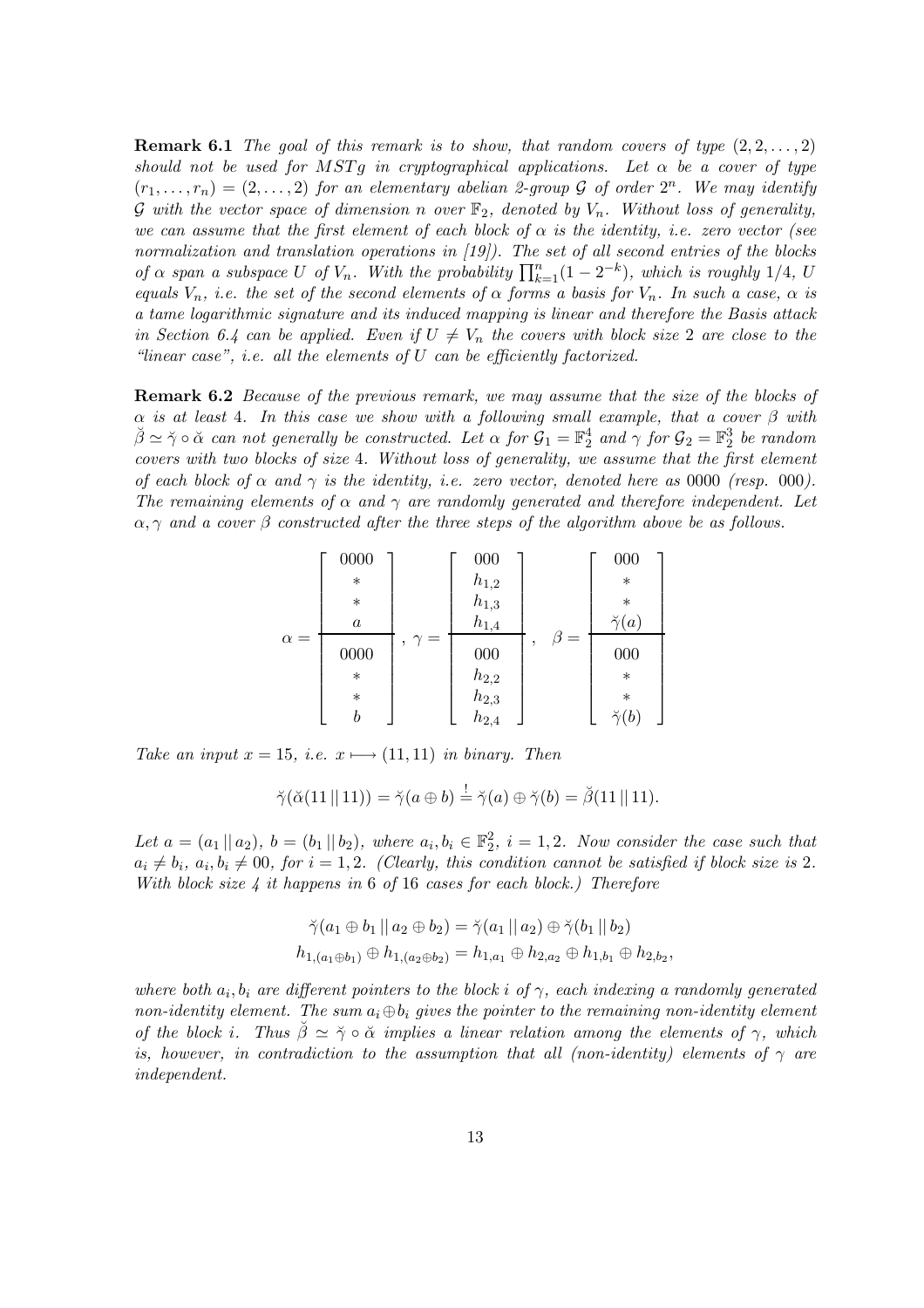**Remark 6.1** *The goal of this remark is to show, that random covers of type $(2, 2, \ldots, 2)$ should not be used for MSTg in cryptographical applications. Let $\alpha$ be a cover of type $(r_1, \ldots, r_n) = (2, \ldots, 2)$ for an elementary abelian 2-group $\mathcal{G}$ of order $2^n$. We may identify $\mathcal{G}$ with the vector space of dimension $n$ over $\mathbb{F}_2$, denoted by $V_n$. Without loss of generality, we can assume that the first element of each block of $\alpha$ is the identity, i.e. zero vector (see normalization and translation operations in [19]). The set of all second entries of the blocks of $\alpha$ span a subspace $U$ of $V_n$. With the probability $\prod_{k=1}^{n}(1-2^{-k})$, which is roughly 1/4, $U$ equals $V_n$, i.e. the set of the second elements of $\alpha$ forms a basis for $V_n$. In such a case, $\alpha$ is a tame logarithmic signature and its induced mapping is linear and therefore the Basis attack in Section 6.4 can be applied. Even if $U \neq V_n$ the covers with block size 2 are close to the "linear case", i.e. all the elements of $U$ can be efficiently factorized.*

**Remark 6.2** *Because of the previous remark, we may assume that the size of the blocks of $\alpha$ is at least 4. In this case we show with a following small example, that a cover $\beta$ with $\breve{\beta} \simeq \breve{\gamma} \circ \breve{\alpha}$ can not generally be constructed. Let $\alpha$ for $\mathcal{G}_1 = \mathbb{F}_2^4$ and $\gamma$ for $\mathcal{G}_2 = \mathbb{F}_2^3$ be random covers with two blocks of size 4. Without loss of generality, we assume that the first element of each block of $\alpha$ and $\gamma$ is the identity, i.e. zero vector, denoted here as 0000 (resp. 000). The remaining elements of $\alpha$ and $\gamma$ are randomly generated and therefore independent. Let $\alpha, \gamma$ and a cover $\beta$ constructed after the three steps of the algorithm above be as follows.*

$$\alpha = \left[\begin{array}{c} 0000 \\ * \\ * \\ a \\ \hline 0000 \\ * \\ * \\ b \end{array}\right], \; \gamma = \left[\begin{array}{c} 000 \\ h_{1,2} \\ h_{1,3} \\ h_{1,4} \\ \hline 000 \\ h_{2,2} \\ h_{2,3} \\ h_{2,4} \end{array}\right], \quad \beta = \left[\begin{array}{c} 000 \\ * \\ * \\ \breve{\gamma}(a) \\ \hline 000 \\ * \\ * \\ \breve{\gamma}(b) \end{array}\right]$$

*Take an input $x = 15$, i.e. $x \longmapsto (11, 11)$ in binary. Then*

$$\breve{\gamma}(\breve{\alpha}(11 \,||\, 11)) = \breve{\gamma}(a \oplus b) \overset{!}{=} \breve{\gamma}(a) \oplus \breve{\gamma}(b) = \breve{\beta}(11 \,||\, 11).$$

*Let $a = (a_1 \,||\, a_2)$, $b = (b_1 \,||\, b_2)$, where $a_i, b_i \in \mathbb{F}_2^2$, $i = 1, 2$. Now consider the case such that $a_i \neq b_i$, $a_i, b_i \neq 00$, for $i = 1, 2$. (Clearly, this condition cannot be satisfied if block size is 2. With block size 4 it happens in 6 of 16 cases for each block.) Therefore*

$$\breve{\gamma}(a_1 \oplus b_1 \,||\, a_2 \oplus b_2) = \breve{\gamma}(a_1 \,||\, a_2) \oplus \breve{\gamma}(b_1 \,||\, b_2)$$
$$h_{1,(a_1 \oplus b_1)} \oplus h_{1,(a_2 \oplus b_2)} = h_{1,a_1} \oplus h_{2,a_2} \oplus h_{1,b_1} \oplus h_{2,b_2},$$

*where both $a_i, b_i$ are different pointers to the block $i$ of $\gamma$, each indexing a randomly generated non-identity element. The sum $a_i \oplus b_i$ gives the pointer to the remaining non-identity element of the block $i$. Thus $\breve{\beta} \simeq \breve{\gamma} \circ \breve{\alpha}$ implies a linear relation among the elements of $\gamma$, which is, however, in contradiction to the assumption that all (non-identity) elements of $\gamma$ are independent.*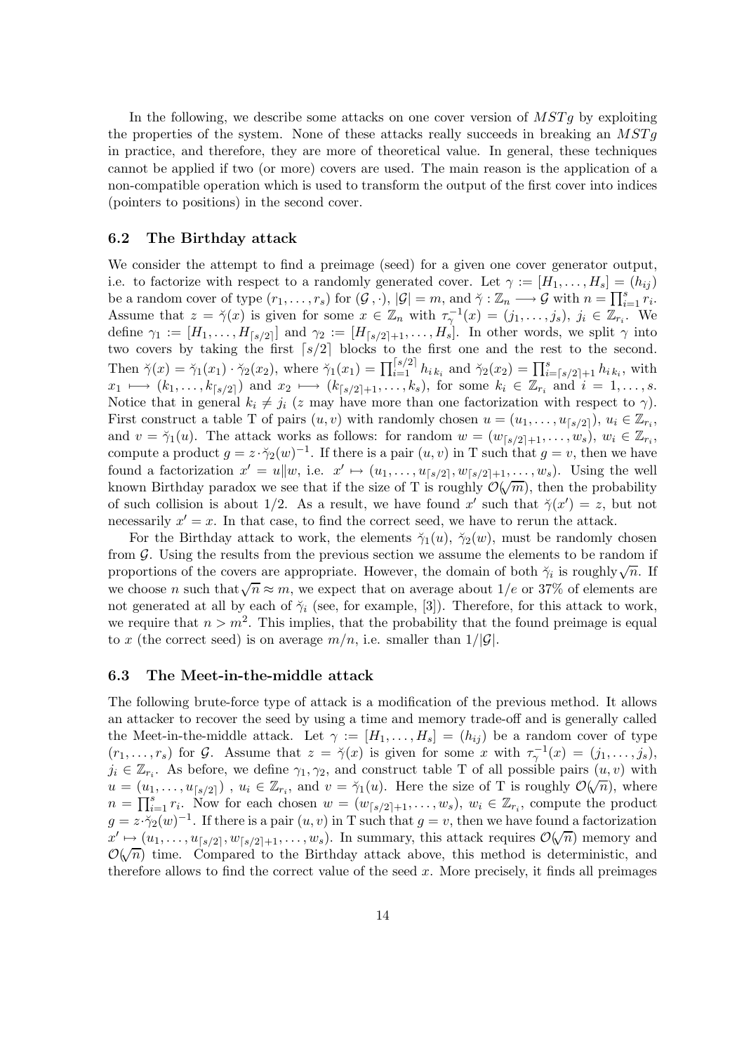In the following, we describe some attacks on one cover version of *MSTg* by exploiting the properties of the system. None of these attacks really succeeds in breaking an *MSTg* in practice, and therefore, they are more of theoretical value. In general, these techniques cannot be applied if two (or more) covers are used. The main reason is the application of a non-compatible operation which is used to transform the output of the first cover into indices (pointers to positions) in the second cover.

### 6.2 The Birthday attack

We consider the attempt to find a preimage (seed) for a given one cover generator output, i.e. to factorize with respect to a randomly generated cover. Let $\gamma := [H_1, \ldots, H_s] = (h_{ij})$ be a random cover of type $(r_1, \ldots, r_s)$ for $(\mathcal{G}, \cdot)$, $|\mathcal{G}| = m$, and $\breve{\gamma} : \mathbb{Z}_n \longrightarrow \mathcal{G}$ with $n = \prod_{i=1}^{s} r_i$. Assume that $z = \breve{\gamma}(x)$ is given for some $x \in \mathbb{Z}_n$ with $\tau_{\gamma}^{-1}(x) = (j_1, \ldots, j_s)$, $j_i \in \mathbb{Z}_{r_i}$. We define $\gamma_1 := [H_1, \ldots, H_{\lceil s/2 \rceil}]$ and $\gamma_2 := [H_{\lceil s/2 \rceil + 1}, \ldots, H_s]$. In other words, we split $\gamma$ into two covers by taking the first $\lceil s/2 \rceil$ blocks to the first one and the rest to the second. Then $\breve{\gamma}(x) = \breve{\gamma}_1(x_1) \cdot \breve{\gamma}_2(x_2)$, where $\breve{\gamma}_1(x_1) = \prod_{i=1}^{\lceil s/2 \rceil} h_{i\,k_i}$ and $\breve{\gamma}_2(x_2) = \prod_{i=\lceil s/2 \rceil+1}^{s} h_{i\,k_i}$, with $x_1 \longmapsto (k_1, \ldots, k_{\lceil s/2 \rceil})$ and $x_2 \longmapsto (k_{\lceil s/2 \rceil+1}, \ldots, k_s)$, for some $k_i \in \mathbb{Z}_{r_i}$ and $i = 1, \ldots, s$. Notice that in general $k_i \neq j_i$ ($z$ may have more than one factorization with respect to $\gamma$). First construct a table T of pairs $(u, v)$ with randomly chosen $u = (u_1, \ldots, u_{\lceil s/2 \rceil})$, $u_i \in \mathbb{Z}_{r_i}$, and $v = \breve{\gamma}_1(u)$. The attack works as follows: for random $w = (w_{\lceil s/2 \rceil+1}, \ldots, w_s)$, $w_i \in \mathbb{Z}_{r_i}$, compute a product $g = z \cdot \breve{\gamma}_2(w)^{-1}$. If there is a pair $(u, v)$ in T such that $g = v$, then we have found a factorization $x' = u \| w$, i.e. $x' \mapsto (u_1, \ldots, u_{\lceil s/2 \rceil}, w_{\lceil s/2 \rceil+1}, \ldots, w_s)$. Using the well known Birthday paradox we see that if the size of T is roughly $\mathcal{O}(\sqrt{m})$, then the probability of such collision is about $1/2$. As a result, we have found $x'$ such that $\breve{\gamma}(x') = z$, but not necessarily $x' = x$. In that case, to find the correct seed, we have to rerun the attack.

For the Birthday attack to work, the elements $\breve{\gamma}_1(u)$, $\breve{\gamma}_2(w)$, must be randomly chosen from $\mathcal{G}$. Using the results from the previous section we assume the elements to be random if proportions of the covers are appropriate. However, the domain of both $\breve{\gamma}_i$ is roughly $\sqrt{n}$. If we choose $n$ such that $\sqrt{n} \approx m$, we expect that on average about $1/e$ or 37% of elements are not generated at all by each of $\breve{\gamma}_i$ (see, for example, [3]). Therefore, for this attack to work, we require that $n > m^2$. This implies, that the probability that the found preimage is equal to $x$ (the correct seed) is on average $m/n$, i.e. smaller than $1/|\mathcal{G}|$.

### 6.3 The Meet-in-the-middle attack

The following brute-force type of attack is a modification of the previous method. It allows an attacker to recover the seed by using a time and memory trade-off and is generally called the Meet-in-the-middle attack. Let $\gamma := [H_1, \ldots, H_s] = (h_{ij})$ be a random cover of type $(r_1, \ldots, r_s)$ for $\mathcal{G}$. Assume that $z = \breve{\gamma}(x)$ is given for some $x$ with $\tau_{\gamma}^{-1}(x) = (j_1, \ldots, j_s)$, $j_i \in \mathbb{Z}_{r_i}$. As before, we define $\gamma_1, \gamma_2$, and construct table T of all possible pairs $(u, v)$ with $u = (u_1, \ldots, u_{\lceil s/2 \rceil})$ , $u_i \in \mathbb{Z}_{r_i}$, and $v = \breve{\gamma}_1(u)$. Here the size of T is roughly $\mathcal{O}(\sqrt{n})$, where $n = \prod_{i=1}^{s} r_i$. Now for each chosen $w = (w_{\lceil s/2 \rceil+1}, \ldots, w_s)$, $w_i \in \mathbb{Z}_{r_i}$, compute the product $g = z \cdot \breve{\gamma}_2(w)^{-1}$. If there is a pair $(u, v)$ in T such that $g = v$, then we have found a factorization $x' \mapsto (u_1, \ldots, u_{\lceil s/2 \rceil}, w_{\lceil s/2 \rceil+1}, \ldots, w_s)$. In summary, this attack requires $\mathcal{O}(\sqrt{n})$ memory and $\mathcal{O}(\sqrt{n})$ time. Compared to the Birthday attack above, this method is deterministic, and therefore allows to find the correct value of the seed $x$. More precisely, it finds all preimages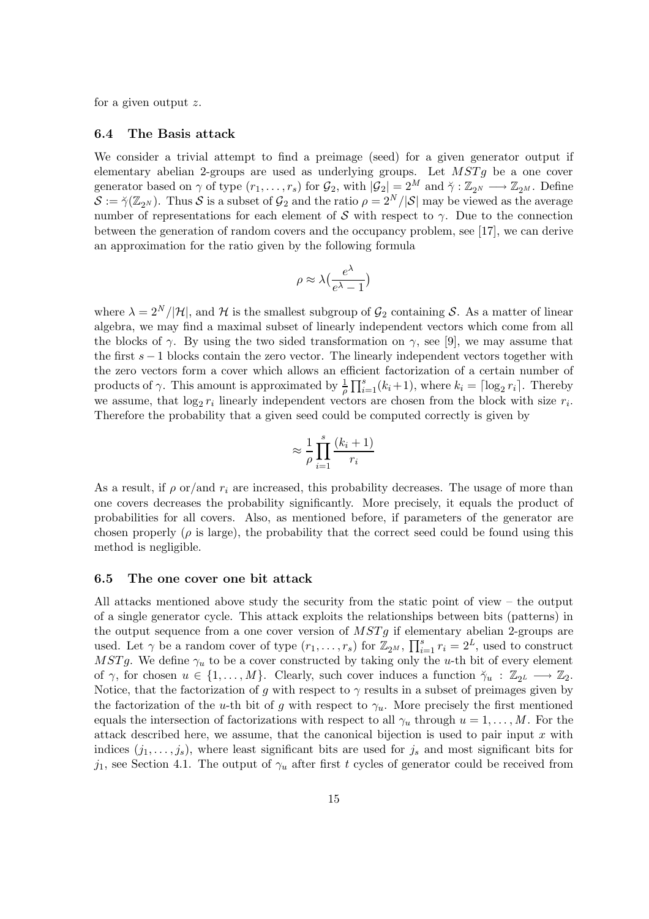for a given output $z$.

### 6.4 The Basis attack

We consider a trivial attempt to find a preimage (seed) for a given generator output if elementary abelian 2-groups are used as underlying groups. Let $MSTg$ be a one cover generator based on $\gamma$ of type $(r_1, \ldots, r_s)$ for $\mathcal{G}_2$, with $|\mathcal{G}_2| = 2^M$ and $\breve{\gamma} : \mathbb{Z}_{2^N} \longrightarrow \mathbb{Z}_{2^M}$. Define $\mathcal{S} := \breve{\gamma}(\mathbb{Z}_{2^N})$. Thus $\mathcal{S}$ is a subset of $\mathcal{G}_2$ and the ratio $\rho = 2^N/|\mathcal{S}|$ may be viewed as the average number of representations for each element of $\mathcal{S}$ with respect to $\gamma$. Due to the connection between the generation of random covers and the occupancy problem, see [17], we can derive an approximation for the ratio given by the following formula

$$\rho \approx \lambda\left(\frac{e^\lambda}{e^\lambda - 1}\right)$$

where $\lambda = 2^N/|\mathcal{H}|$, and $\mathcal{H}$ is the smallest subgroup of $\mathcal{G}_2$ containing $\mathcal{S}$. As a matter of linear algebra, we may find a maximal subset of linearly independent vectors which come from all the blocks of $\gamma$. By using the two sided transformation on $\gamma$, see [9], we may assume that the first $s-1$ blocks contain the zero vector. The linearly independent vectors together with the zero vectors form a cover which allows an efficient factorization of a certain number of products of $\gamma$. This amount is approximated by $\frac{1}{\rho}\prod_{i=1}^{s}(k_i+1)$, where $k_i = \lceil \log_2 r_i \rceil$. Thereby we assume, that $\log_2 r_i$ linearly independent vectors are chosen from the block with size $r_i$. Therefore the probability that a given seed could be computed correctly is given by

$$\approx \frac{1}{\rho}\prod_{i=1}^{s}\frac{(k_i+1)}{r_i}$$

As a result, if $\rho$ or/and $r_i$ are increased, this probability decreases. The usage of more than one covers decreases the probability significantly. More precisely, it equals the product of probabilities for all covers. Also, as mentioned before, if parameters of the generator are chosen properly ($\rho$ is large), the probability that the correct seed could be found using this method is negligible.

### 6.5 The one cover one bit attack

All attacks mentioned above study the security from the static point of view – the output of a single generator cycle. This attack exploits the relationships between bits (patterns) in the output sequence from a one cover version of $MSTg$ if elementary abelian 2-groups are used. Let $\gamma$ be a random cover of type $(r_1, \ldots, r_s)$ for $\mathbb{Z}_{2^M}$, $\prod_{i=1}^{s} r_i = 2^L$, used to construct $MSTg$. We define $\gamma_u$ to be a cover constructed by taking only the $u$-th bit of every element of $\gamma$, for chosen $u \in \{1, \ldots, M\}$. Clearly, such cover induces a function $\breve{\gamma}_u : \mathbb{Z}_{2^L} \longrightarrow \mathbb{Z}_2$. Notice, that the factorization of $g$ with respect to $\gamma$ results in a subset of preimages given by the factorization of the $u$-th bit of $g$ with respect to $\gamma_u$. More precisely the first mentioned equals the intersection of factorizations with respect to all $\gamma_u$ through $u = 1, \ldots, M$. For the attack described here, we assume, that the canonical bijection is used to pair input $x$ with indices $(j_1, \ldots, j_s)$, where least significant bits are used for $j_s$ and most significant bits for $j_1$, see Section 4.1. The output of $\gamma_u$ after first $t$ cycles of generator could be received from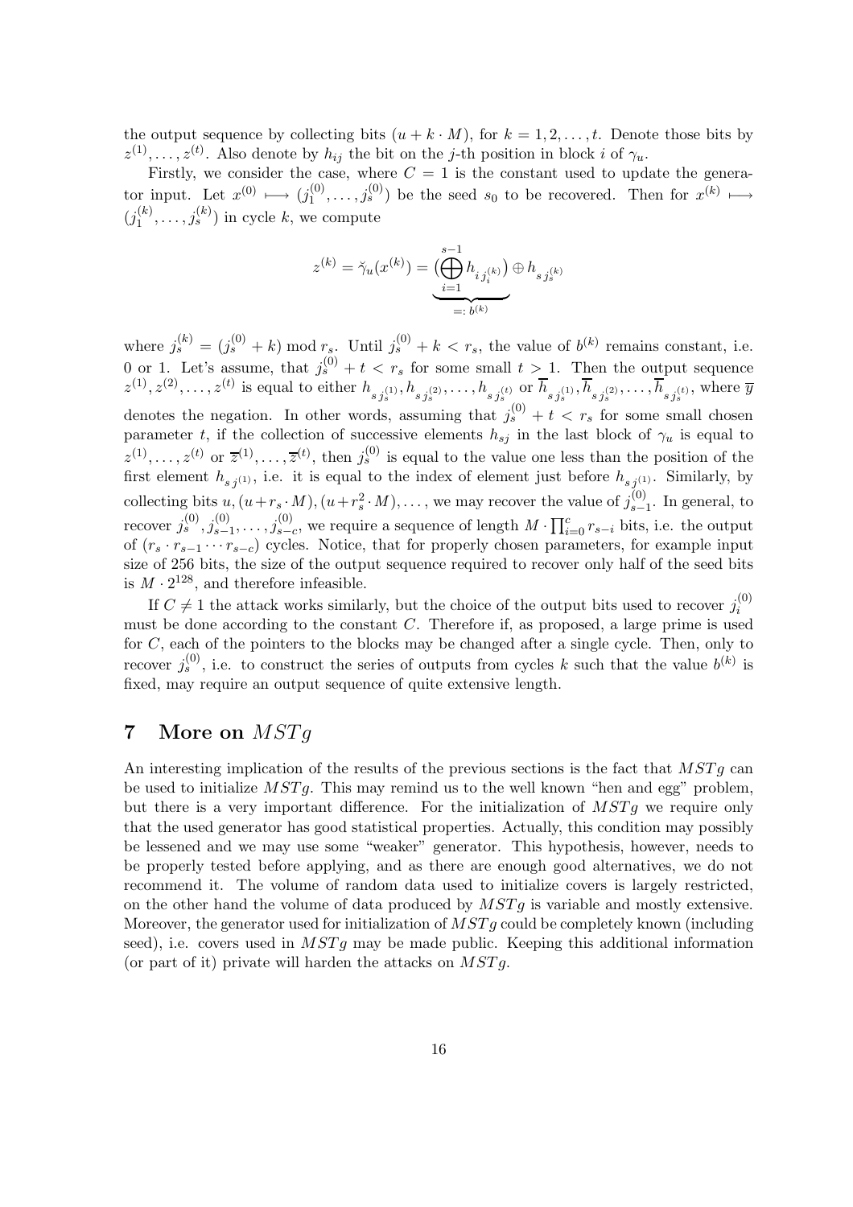the output sequence by collecting bits $(u + k \cdot M)$, for $k = 1, 2, \ldots, t$. Denote those bits by $z^{(1)}, \ldots, z^{(t)}$. Also denote by $h_{ij}$ the bit on the $j$-th position in block $i$ of $\gamma_u$.

Firstly, we consider the case, where $C = 1$ is the constant used to update the generator input. Let $x^{(0)} \longmapsto (j_1^{(0)}, \ldots, j_s^{(0)})$ be the seed $s_0$ to be recovered. Then for $x^{(k)} \longmapsto (j_1^{(k)}, \ldots, j_s^{(k)})$ in cycle $k$, we compute

$$z^{(k)} = \breve{\gamma}_u(x^{(k)}) = \underbrace{\big(\bigoplus_{i=1}^{s-1} h_{i\, j_i^{(k)}}\big)}_{=:\, b^{(k)}} \oplus h_{s\, j_s^{(k)}}$$

where $j_s^{(k)} = (j_s^{(0)} + k) \bmod r_s$. Until $j_s^{(0)} + k < r_s$, the value of $b^{(k)}$ remains constant, i.e. 0 or 1. Let's assume, that $j_s^{(0)} + t < r_s$ for some small $t > 1$. Then the output sequence $z^{(1)}, z^{(2)}, \ldots, z^{(t)}$ is equal to either $h_{s\, j_s^{(1)}}, h_{s\, j_s^{(2)}}, \ldots, h_{s\, j_s^{(t)}}$ or $\overline{h}_{s\, j_s^{(1)}}, \overline{h}_{s\, j_s^{(2)}}, \ldots, \overline{h}_{s\, j_s^{(t)}}$, where $\overline{y}$ denotes the negation. In other words, assuming that $j_s^{(0)} + t < r_s$ for some small chosen parameter $t$, if the collection of successive elements $h_{sj}$ in the last block of $\gamma_u$ is equal to $z^{(1)}, \ldots, z^{(t)}$ or $\overline{z}^{(1)}, \ldots, \overline{z}^{(t)}$, then $j_s^{(0)}$ is equal to the value one less than the position of the first element $h_{s\, j^{(1)}}$, i.e. it is equal to the index of element just before $h_{s\, j^{(1)}}$. Similarly, by collecting bits $u, (u + r_s \cdot M), (u + r_s^2 \cdot M), \ldots$, we may recover the value of $j_{s-1}^{(0)}$. In general, to recover $j_s^{(0)}, j_{s-1}^{(0)}, \ldots, j_{s-c}^{(0)}$, we require a sequence of length $M \cdot \prod_{i=0}^{c} r_{s-i}$ bits, i.e. the output of $(r_s \cdot r_{s-1} \cdots r_{s-c})$ cycles. Notice, that for properly chosen parameters, for example input size of 256 bits, the size of the output sequence required to recover only half of the seed bits is $M \cdot 2^{128}$, and therefore infeasible.

If $C \neq 1$ the attack works similarly, but the choice of the output bits used to recover $j_i^{(0)}$ must be done according to the constant $C$. Therefore if, as proposed, a large prime is used for $C$, each of the pointers to the blocks may be changed after a single cycle. Then, only to recover $j_s^{(0)}$, i.e. to construct the series of outputs from cycles $k$ such that the value $b^{(k)}$ is fixed, may require an output sequence of quite extensive length.

## 7 More on $MSTg$

An interesting implication of the results of the previous sections is the fact that $MSTg$ can be used to initialize $MSTg$. This may remind us to the well known "hen and egg" problem, but there is a very important difference. For the initialization of $MSTg$ we require only that the used generator has good statistical properties. Actually, this condition may possibly be lessened and we may use some "weaker" generator. This hypothesis, however, needs to be properly tested before applying, and as there are enough good alternatives, we do not recommend it. The volume of random data used to initialize covers is largely restricted, on the other hand the volume of data produced by $MSTg$ is variable and mostly extensive. Moreover, the generator used for initialization of $MSTg$ could be completely known (including seed), i.e. covers used in $MSTg$ may be made public. Keeping this additional information (or part of it) private will harden the attacks on $MSTg$.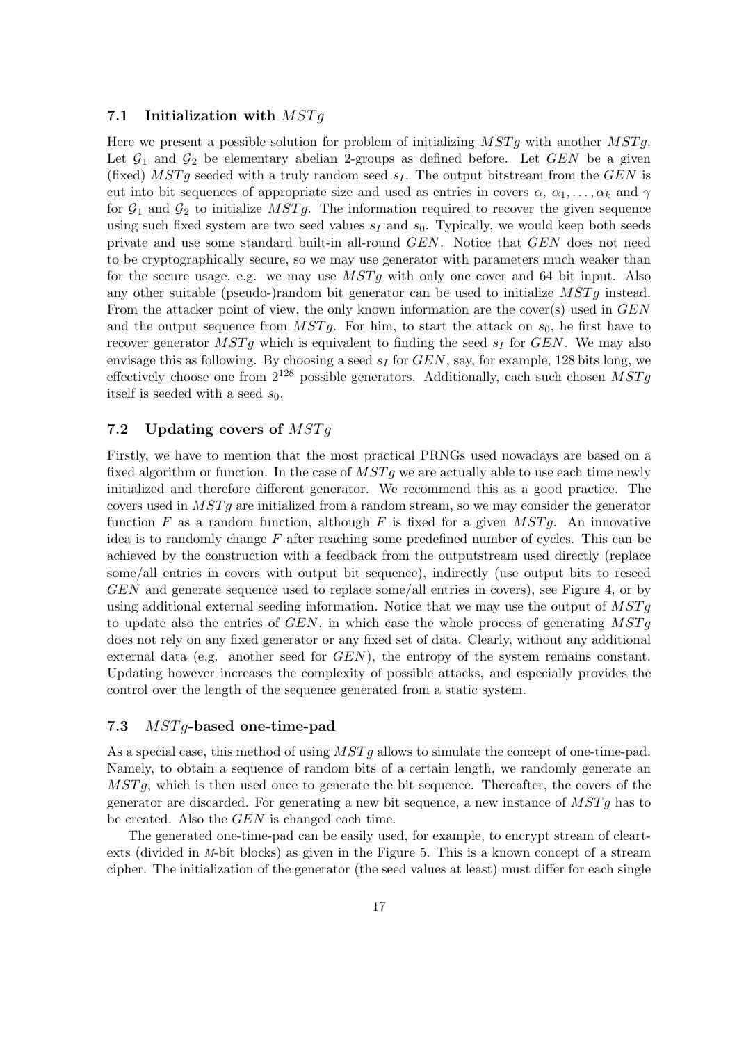### 7.1 Initialization with $MSTg$

Here we present a possible solution for problem of initializing $MSTg$ with another $MSTg$. Let $\mathcal{G}_1$ and $\mathcal{G}_2$ be elementary abelian 2-groups as defined before. Let $GEN$ be a given (fixed) $MSTg$ seeded with a truly random seed $s_I$. The output bitstream from the $GEN$ is cut into bit sequences of appropriate size and used as entries in covers $\alpha$, $\alpha_1, \ldots, \alpha_k$ and $\gamma$ for $\mathcal{G}_1$ and $\mathcal{G}_2$ to initialize $MSTg$. The information required to recover the given sequence using such fixed system are two seed values $s_I$ and $s_0$. Typically, we would keep both seeds private and use some standard built-in all-round $GEN$. Notice that $GEN$ does not need to be cryptographically secure, so we may use generator with parameters much weaker than for the secure usage, e.g. we may use $MSTg$ with only one cover and 64 bit input. Also any other suitable (pseudo-)random bit generator can be used to initialize $MSTg$ instead. From the attacker point of view, the only known information are the cover(s) used in $GEN$ and the output sequence from $MSTg$. For him, to start the attack on $s_0$, he first have to recover generator $MSTg$ which is equivalent to finding the seed $s_I$ for $GEN$. We may also envisage this as following. By choosing a seed $s_I$ for $GEN$, say, for example, 128 bits long, we effectively choose one from $2^{128}$ possible generators. Additionally, each such chosen $MSTg$ itself is seeded with a seed $s_0$.

### 7.2 Updating covers of $MSTg$

Firstly, we have to mention that the most practical PRNGs used nowadays are based on a fixed algorithm or function. In the case of $MSTg$ we are actually able to use each time newly initialized and therefore different generator. We recommend this as a good practice. The covers used in $MSTg$ are initialized from a random stream, so we may consider the generator function $F$ as a random function, although $F$ is fixed for a given $MSTg$. An innovative idea is to randomly change $F$ after reaching some predefined number of cycles. This can be achieved by the construction with a feedback from the outputstream used directly (replace some/all entries in covers with output bit sequence), indirectly (use output bits to reseed $GEN$ and generate sequence used to replace some/all entries in covers), see Figure 4, or by using additional external seeding information. Notice that we may use the output of $MSTg$ to update also the entries of $GEN$, in which case the whole process of generating $MSTg$ does not rely on any fixed generator or any fixed set of data. Clearly, without any additional external data (e.g. another seed for $GEN$), the entropy of the system remains constant. Updating however increases the complexity of possible attacks, and especially provides the control over the length of the sequence generated from a static system.

### 7.3 $MSTg$-based one-time-pad

As a special case, this method of using $MSTg$ allows to simulate the concept of one-time-pad. Namely, to obtain a sequence of random bits of a certain length, we randomly generate an $MSTg$, which is then used once to generate the bit sequence. Thereafter, the covers of the generator are discarded. For generating a new bit sequence, a new instance of $MSTg$ has to be created. Also the $GEN$ is changed each time.

The generated one-time-pad can be easily used, for example, to encrypt stream of cleartexts (divided in $M$-bit blocks) as given in the Figure 5. This is a known concept of a stream cipher. The initialization of the generator (the seed values at least) must differ for each single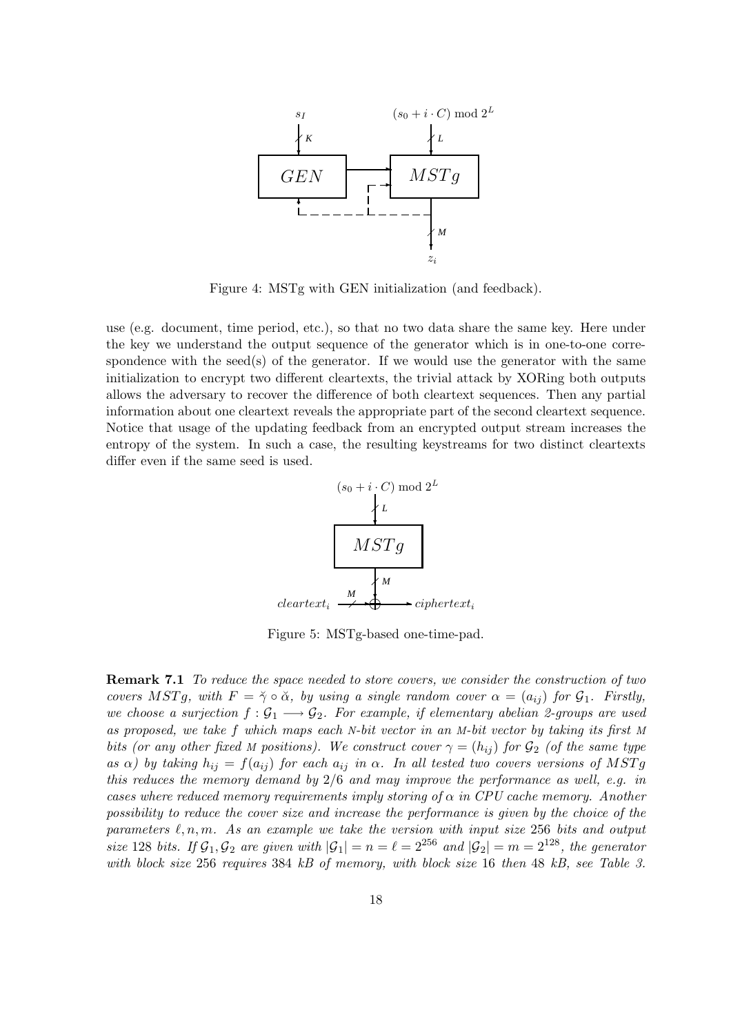Figure 4: MSTg with GEN initialization (and feedback).

use (e.g. document, time period, etc.), so that no two data share the same key. Here under the key we understand the output sequence of the generator which is in one-to-one correspondence with the seed(s) of the generator. If we would use the generator with the same initialization to encrypt two different cleartexts, the trivial attack by XORing both outputs allows the adversary to recover the difference of both cleartext sequences. Then any partial information about one cleartext reveals the appropriate part of the second cleartext sequence. Notice that usage of the updating feedback from an encrypted output stream increases the entropy of the system. In such a case, the resulting keystreams for two distinct cleartexts differ even if the same seed is used.

Figure 5: MSTg-based one-time-pad.

**Remark 7.1** *To reduce the space needed to store covers, we consider the construction of two covers $MSTg$, with $F = \breve{\gamma} \circ \breve{\alpha}$, by using a single random cover $\alpha = (a_{ij})$ for $\mathcal{G}_1$. Firstly, we choose a surjection $f : \mathcal{G}_1 \longrightarrow \mathcal{G}_2$. For example, if elementary abelian 2-groups are used as proposed, we take $f$ which maps each $N$-bit vector in an $M$-bit vector by taking its first $M$ bits (or any other fixed $M$ positions). We construct cover $\gamma = (h_{ij})$ for $\mathcal{G}_2$ (of the same type as $\alpha$) by taking $h_{ij} = f(a_{ij})$ for each $a_{ij}$ in $\alpha$. In all tested two covers versions of $MSTg$ this reduces the memory demand by $2/6$ and may improve the performance as well, e.g. in cases where reduced memory requirements imply storing of $\alpha$ in CPU cache memory. Another possibility to reduce the cover size and increase the performance is given by the choice of the parameters $\ell, n, m$. As an example we take the version with input size 256 bits and output size 128 bits. If $\mathcal{G}_1, \mathcal{G}_2$ are given with $|\mathcal{G}_1| = n = \ell = 2^{256}$ and $|\mathcal{G}_2| = m = 2^{128}$, the generator with block size 256 requires 384 kB of memory, with block size 16 then 48 kB, see Table 3.*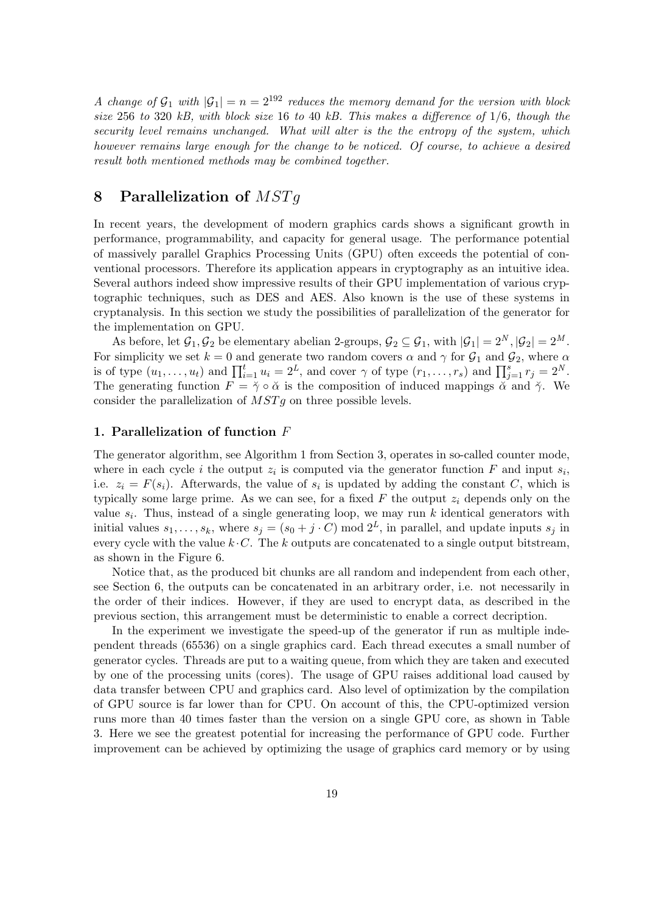*A change of $\mathcal{G}_1$ with $|\mathcal{G}_1| = n = 2^{192}$ reduces the memory demand for the version with block size 256 to 320 kB, with block size 16 to 40 kB. This makes a difference of 1/6, though the security level remains unchanged. What will alter is the the entropy of the system, which however remains large enough for the change to be noticed. Of course, to achieve a desired result both mentioned methods may be combined together.*

## 8 Parallelization of $MSTg$

In recent years, the development of modern graphics cards shows a significant growth in performance, programmability, and capacity for general usage. The performance potential of massively parallel Graphics Processing Units (GPU) often exceeds the potential of conventional processors. Therefore its application appears in cryptography as an intuitive idea. Several authors indeed show impressive results of their GPU implementation of various cryptographic techniques, such as DES and AES. Also known is the use of these systems in cryptanalysis. In this section we study the possibilities of parallelization of the generator for the implementation on GPU.

As before, let $\mathcal{G}_1, \mathcal{G}_2$ be elementary abelian 2-groups, $\mathcal{G}_2 \subseteq \mathcal{G}_1$, with $|\mathcal{G}_1| = 2^N, |\mathcal{G}_2| = 2^M$. For simplicity we set $k = 0$ and generate two random covers $\alpha$ and $\gamma$ for $\mathcal{G}_1$ and $\mathcal{G}_2$, where $\alpha$ is of type $(u_1, \ldots, u_t)$ and $\prod_{i=1}^{t} u_i = 2^L$, and cover $\gamma$ of type $(r_1, \ldots, r_s)$ and $\prod_{j=1}^{s} r_j = 2^N$. The generating function $F = \breve{\gamma} \circ \breve{\alpha}$ is the composition of induced mappings $\breve{\alpha}$ and $\breve{\gamma}$. We consider the parallelization of $MSTg$ on three possible levels.

### 1. Parallelization of function $F$

The generator algorithm, see Algorithm 1 from Section 3, operates in so-called counter mode, where in each cycle $i$ the output $z_i$ is computed via the generator function $F$ and input $s_i$, i.e. $z_i = F(s_i)$. Afterwards, the value of $s_i$ is updated by adding the constant $C$, which is typically some large prime. As we can see, for a fixed $F$ the output $z_i$ depends only on the value $s_i$. Thus, instead of a single generating loop, we may run $k$ identical generators with initial values $s_1, \ldots, s_k$, where $s_j = (s_0 + j \cdot C) \bmod 2^L$, in parallel, and update inputs $s_j$ in every cycle with the value $k \cdot C$. The $k$ outputs are concatenated to a single output bitstream, as shown in the Figure 6.

Notice that, as the produced bit chunks are all random and independent from each other, see Section 6, the outputs can be concatenated in an arbitrary order, i.e. not necessarily in the order of their indices. However, if they are used to encrypt data, as described in the previous section, this arrangement must be deterministic to enable a correct decription.

In the experiment we investigate the speed-up of the generator if run as multiple independent threads (65536) on a single graphics card. Each thread executes a small number of generator cycles. Threads are put to a waiting queue, from which they are taken and executed by one of the processing units (cores). The usage of GPU raises additional load caused by data transfer between CPU and graphics card. Also level of optimization by the compilation of GPU source is far lower than for CPU. On account of this, the CPU-optimized version runs more than 40 times faster than the version on a single GPU core, as shown in Table 3. Here we see the greatest potential for increasing the performance of GPU code. Further improvement can be achieved by optimizing the usage of graphics card memory or by using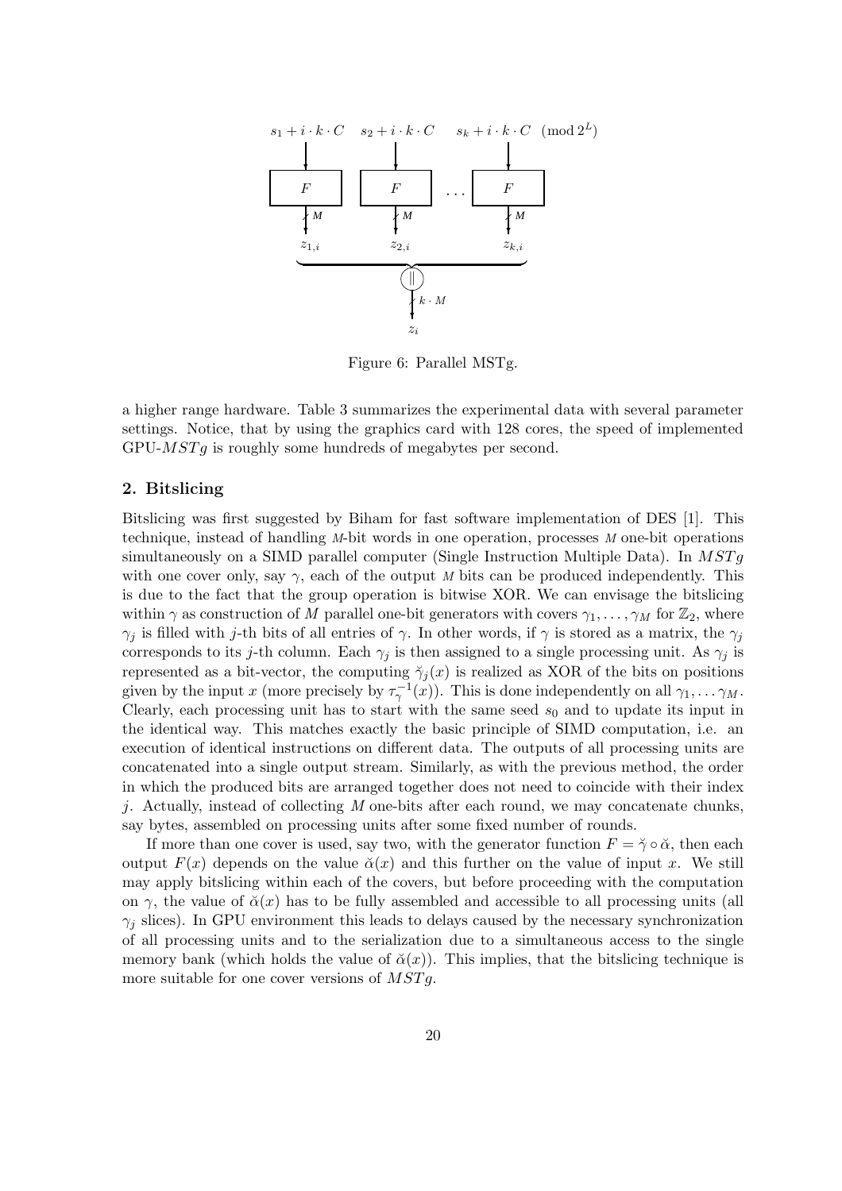Figure 6: Parallel MSTg.

a higher range hardware. Table 3 summarizes the experimental data with several parameter settings. Notice, that by using the graphics card with 128 cores, the speed of implemented GPU-$MSTg$ is roughly some hundreds of megabytes per second.

## 2. Bitslicing

Bitslicing was first suggested by Biham for fast software implementation of DES [1]. This technique, instead of handling $M$-bit words in one operation, processes $M$ one-bit operations simultaneously on a SIMD parallel computer (Single Instruction Multiple Data). In $MSTg$ with one cover only, say $\gamma$, each of the output $M$ bits can be produced independently. This is due to the fact that the group operation is bitwise XOR. We can envisage the bitslicing within $\gamma$ as construction of $M$ parallel one-bit generators with covers $\gamma_1, \ldots, \gamma_M$ for $\mathbb{Z}_2$, where $\gamma_j$ is filled with $j$-th bits of all entries of $\gamma$. In other words, if $\gamma$ is stored as a matrix, the $\gamma_j$ corresponds to its $j$-th column. Each $\gamma_j$ is then assigned to a single processing unit. As $\gamma_j$ is represented as a bit-vector, the computing $\breve{\gamma}_j(x)$ is realized as XOR of the bits on positions given by the input $x$ (more precisely by $\tau_\gamma^{-1}(x)$). This is done independently on all $\gamma_1, \ldots \gamma_M$. Clearly, each processing unit has to start with the same seed $s_0$ and to update its input in the identical way. This matches exactly the basic principle of SIMD computation, i.e. an execution of identical instructions on different data. The outputs of all processing units are concatenated into a single output stream. Similarly, as with the previous method, the order in which the produced bits are arranged together does not need to coincide with their index $j$. Actually, instead of collecting $M$ one-bits after each round, we may concatenate chunks, say bytes, assembled on processing units after some fixed number of rounds.

If more than one cover is used, say two, with the generator function $F = \breve{\gamma} \circ \breve{\alpha}$, then each output $F(x)$ depends on the value $\breve{\alpha}(x)$ and this further on the value of input $x$. We still may apply bitslicing within each of the covers, but before proceeding with the computation on $\gamma$, the value of $\breve{\alpha}(x)$ has to be fully assembled and accessible to all processing units (all $\gamma_j$ slices). In GPU environment this leads to delays caused by the necessary synchronization of all processing units and to the serialization due to a simultaneous access to the single memory bank (which holds the value of $\breve{\alpha}(x)$). This implies, that the bitslicing technique is more suitable for one cover versions of $MSTg$.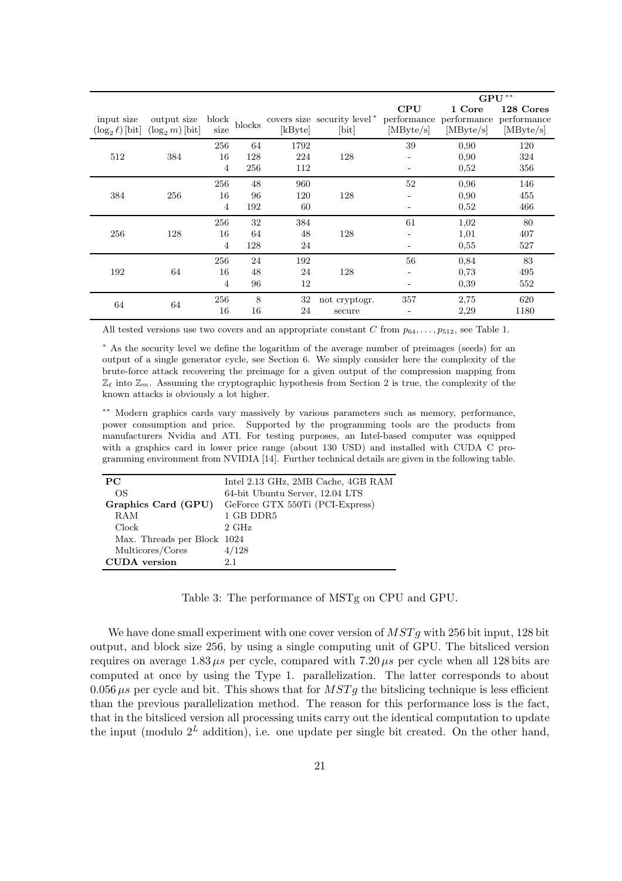| input size $(\log_2 \ell)$ [bit] | output size $(\log_2 m)$ [bit] | block size | blocks | covers size [kByte] | security level* [bit] | CPU performance [MByte/s] | GPU** 1 Core performance [MByte/s] | GPU** 128 Cores performance [MByte/s] |
|---|---|---|---|---|---|---|---|---|
| 512 | 384 | 256 | 64 | 1792 | 128 | 39 | 0,90 | 120 |
| | | 16 | 128 | 224 | | - | 0,90 | 324 |
| | | 4 | 256 | 112 | | - | 0,52 | 356 |
| 384 | 256 | 256 | 48 | 960 | 128 | 52 | 0,96 | 146 |
| | | 16 | 96 | 120 | | - | 0,90 | 455 |
| | | 4 | 192 | 60 | | - | 0,52 | 466 |
| 256 | 128 | 256 | 32 | 384 | 128 | 61 | 1,02 | 80 |
| | | 16 | 64 | 48 | | - | 1,01 | 407 |
| | | 4 | 128 | 24 | | - | 0,55 | 527 |
| 192 | 64 | 256 | 24 | 192 | 128 | 56 | 0,84 | 83 |
| | | 16 | 48 | 24 | | - | 0,73 | 495 |
| | | 4 | 96 | 12 | | - | 0,39 | 552 |
| 64 | 64 | 256 | 8 | 32 | not cryptogr. | 357 | 2,75 | 620 |
| | | 16 | 16 | 24 | secure | - | 2,29 | 1180 |

All tested versions use two covers and an appropriate constant $C$ from $p_{64}, \ldots, p_{512}$, see Table 1.

\* As the security level we define the logarithm of the average number of preimages (seeds) for an output of a single generator cycle, see Section 6. We simply consider here the complexity of the brute-force attack recovering the preimage for a given output of the compression mapping from $\mathbb{Z}_\ell$ into $\mathbb{Z}_m$. Assuming the cryptographic hypothesis from Section 2 is true, the complexity of the known attacks is obviously a lot higher.

\*\* Modern graphics cards vary massively by various parameters such as memory, performance, power consumption and price. Supported by the programming tools are the products from manufacturers Nvidia and ATI. For testing purposes, an Intel-based computer was equipped with a graphics card in lower price range (about 130 USD) and installed with CUDA C programming environment from NVIDIA [14]. Further technical details are given in the following table.

| | |
|---|---|
| **PC** | Intel 2.13 GHz, 2MB Cache, 4GB RAM |
| OS | 64-bit Ubuntu Server, 12.04 LTS |
| **Graphics Card (GPU)** | GeForce GTX 550Ti (PCI-Express) |
| RAM | 1 GB DDR5 |
| Clock | 2 GHz |
| Max. Threads per Block | 1024 |
| Multicores/Cores | 4/128 |
| **CUDA version** | 2.1 |

Table 3: The performance of MSTg on CPU and GPU.

We have done small experiment with one cover version of $MSTg$ with 256 bit input, 128 bit output, and block size 256, by using a single computing unit of GPU. The bitsliced version requires on average $1.83\,\mu s$ per cycle, compared with $7.20\,\mu s$ per cycle when all 128 bits are computed at once by using the Type 1. parallelization. The latter corresponds to about $0.056\,\mu s$ per cycle and bit. This shows that for $MSTg$ the bitslicing technique is less efficient than the previous parallelization method. The reason for this performance loss is the fact, that in the bitsliced version all processing units carry out the identical computation to update the input (modulo $2^L$ addition), i.e. one update per single bit created. On the other hand,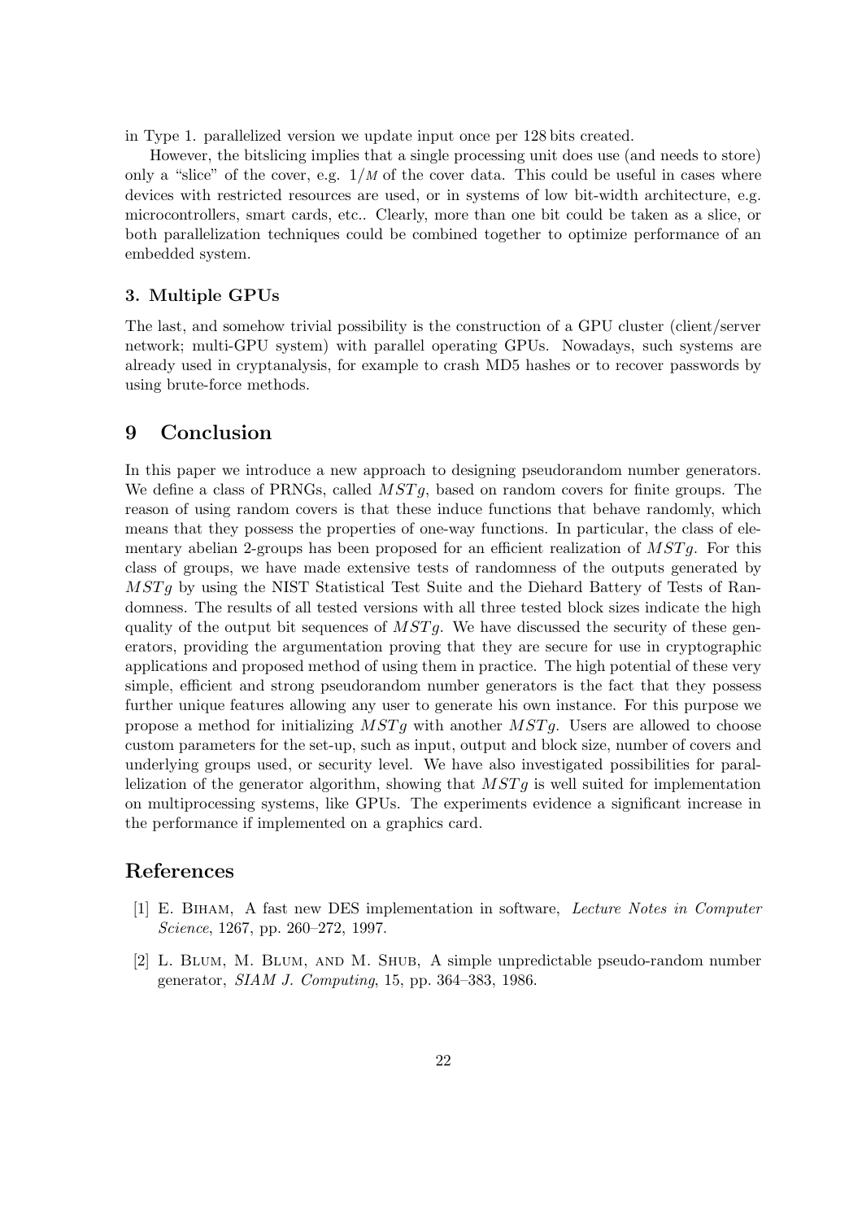in Type 1. parallelized version we update input once per 128 bits created.

However, the bitslicing implies that a single processing unit does use (and needs to store) only a "slice" of the cover, e.g. $1/M$ of the cover data. This could be useful in cases where devices with restricted resources are used, or in systems of low bit-width architecture, e.g. microcontrollers, smart cards, etc.. Clearly, more than one bit could be taken as a slice, or both parallelization techniques could be combined together to optimize performance of an embedded system.

### 3. Multiple GPUs

The last, and somehow trivial possibility is the construction of a GPU cluster (client/server network; multi-GPU system) with parallel operating GPUs. Nowadays, such systems are already used in cryptanalysis, for example to crash MD5 hashes or to recover passwords by using brute-force methods.

## 9 Conclusion

In this paper we introduce a new approach to designing pseudorandom number generators. We define a class of PRNGs, called $MSTg$, based on random covers for finite groups. The reason of using random covers is that these induce functions that behave randomly, which means that they possess the properties of one-way functions. In particular, the class of elementary abelian 2-groups has been proposed for an efficient realization of $MSTg$. For this class of groups, we have made extensive tests of randomness of the outputs generated by $MSTg$ by using the NIST Statistical Test Suite and the Diehard Battery of Tests of Randomness. The results of all tested versions with all three tested block sizes indicate the high quality of the output bit sequences of $MSTg$. We have discussed the security of these generators, providing the argumentation proving that they are secure for use in cryptographic applications and proposed method of using them in practice. The high potential of these very simple, efficient and strong pseudorandom number generators is the fact that they possess further unique features allowing any user to generate his own instance. For this purpose we propose a method for initializing $MSTg$ with another $MSTg$. Users are allowed to choose custom parameters for the set-up, such as input, output and block size, number of covers and underlying groups used, or security level. We have also investigated possibilities for parallelization of the generator algorithm, showing that $MSTg$ is well suited for implementation on multiprocessing systems, like GPUs. The experiments evidence a significant increase in the performance if implemented on a graphics card.

## References

[1] E. Biham, A fast new DES implementation in software, *Lecture Notes in Computer Science*, 1267, pp. 260–272, 1997.

[2] L. Blum, M. Blum, and M. Shub, A simple unpredictable pseudo-random number generator, *SIAM J. Computing*, 15, pp. 364–383, 1986.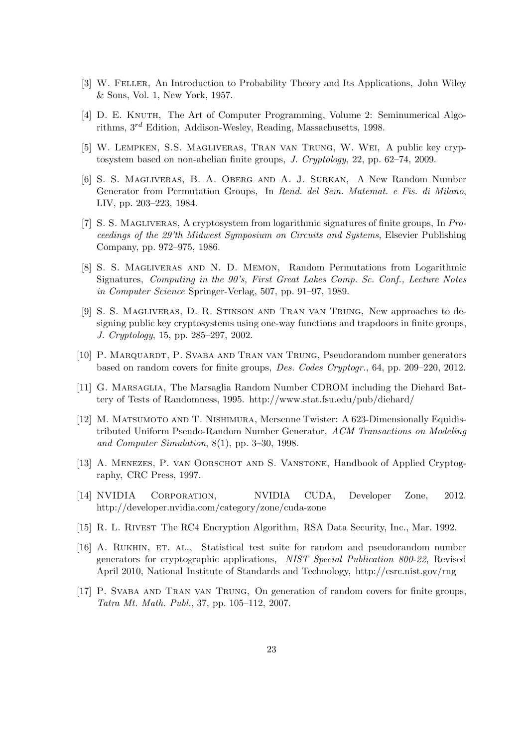[3] W. Feller, An Introduction to Probability Theory and Its Applications, John Wiley & Sons, Vol. 1, New York, 1957.

[4] D. E. Knuth, The Art of Computer Programming, Volume 2: Seminumerical Algorithms, $3^{rd}$ Edition, Addison-Wesley, Reading, Massachusetts, 1998.

[5] W. Lempken, S.S. Magliveras, Tran van Trung, W. Wei, A public key cryptosystem based on non-abelian finite groups, *J. Cryptology*, 22, pp. 62–74, 2009.

[6] S. S. Magliveras, B. A. Oberg and A. J. Surkan, A New Random Number Generator from Permutation Groups, In *Rend. del Sem. Matemat. e Fis. di Milano*, LIV, pp. 203–223, 1984.

[7] S. S. Magliveras, A cryptosystem from logarithmic signatures of finite groups, In *Proceedings of the 29'th Midwest Symposium on Circuits and Systems*, Elsevier Publishing Company, pp. 972–975, 1986.

[8] S. S. Magliveras and N. D. Memon, Random Permutations from Logarithmic Signatures, *Computing in the 90's, First Great Lakes Comp. Sc. Conf., Lecture Notes in Computer Science* Springer-Verlag, 507, pp. 91–97, 1989.

[9] S. S. Magliveras, D. R. Stinson and Tran van Trung, New approaches to designing public key cryptosystems using one-way functions and trapdoors in finite groups, *J. Cryptology*, 15, pp. 285–297, 2002.

[10] P. Marquardt, P. Svaba and Tran van Trung, Pseudorandom number generators based on random covers for finite groups, *Des. Codes Cryptogr.*, 64, pp. 209–220, 2012.

[11] G. Marsaglia, The Marsaglia Random Number CDROM including the Diehard Battery of Tests of Randomness, 1995. http://www.stat.fsu.edu/pub/diehard/

[12] M. Matsumoto and T. Nishimura, Mersenne Twister: A 623-Dimensionally Equidistributed Uniform Pseudo-Random Number Generator, *ACM Transactions on Modeling and Computer Simulation*, 8(1), pp. 3–30, 1998.

[13] A. Menezes, P. van Oorschot and S. Vanstone, Handbook of Applied Cryptography, CRC Press, 1997.

[14] NVIDIA Corporation, NVIDIA CUDA, Developer Zone, 2012. http://developer.nvidia.com/category/zone/cuda-zone

[15] R. L. Rivest The RC4 Encryption Algorithm, RSA Data Security, Inc., Mar. 1992.

[16] A. Rukhin, et. al., Statistical test suite for random and pseudorandom number generators for cryptographic applications, *NIST Special Publication 800-22*, Revised April 2010, National Institute of Standards and Technology, http://csrc.nist.gov/rng

[17] P. Svaba and Tran van Trung, On generation of random covers for finite groups, *Tatra Mt. Math. Publ.*, 37, pp. 105–112, 2007.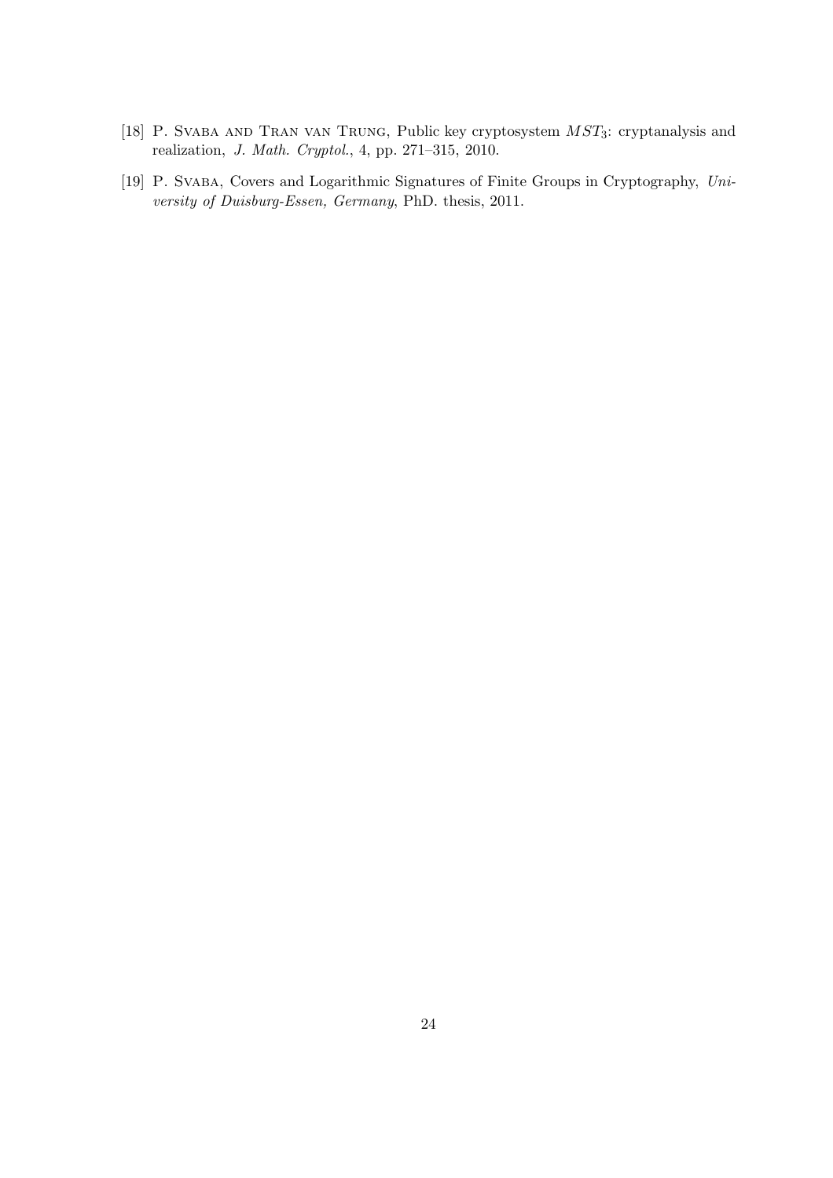[18] P. Svaba and Tran van Trung, Public key cryptosystem $MST_3$: cryptanalysis and realization, *J. Math. Cryptol.*, 4, pp. 271–315, 2010.

[19] P. Svaba, Covers and Logarithmic Signatures of Finite Groups in Cryptography, *University of Duisburg-Essen, Germany*, PhD. thesis, 2011.